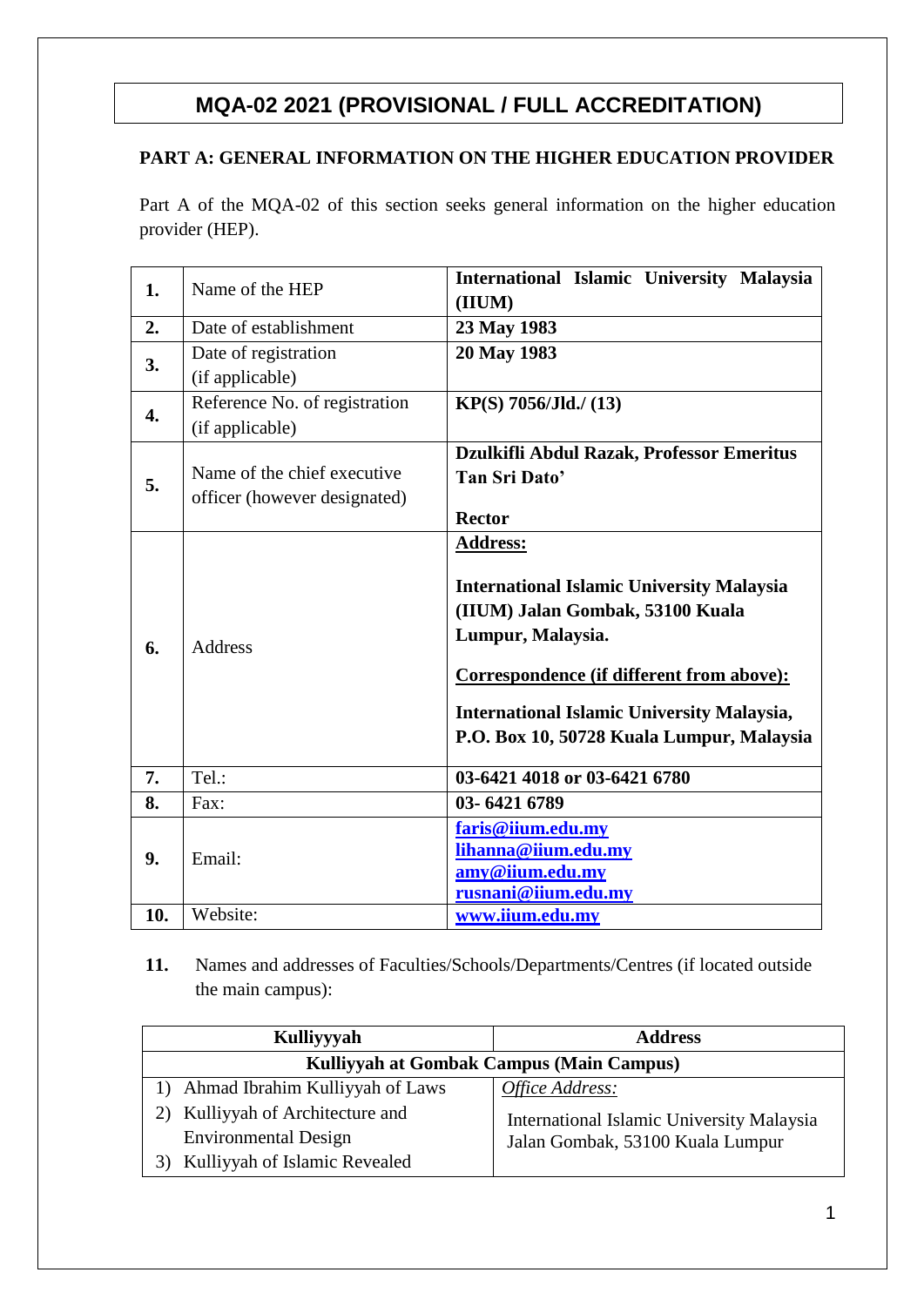# MQA-02 2021 (PROVISIONAL / FULL ACCREDITATION)

## PART A: GENERAL INFORMATION ON THE HIGHER EDUCATION PROVIDER

Part A of the MQA-02 of this section seeks general information on the higher education provider (HEP).

| | | |
|---|---|---|
| **1.** | Name of the HEP | **International Islamic University Malaysia (IIUM)** |
| **2.** | Date of establishment | **23 May 1983** |
| **3.** | Date of registration (if applicable) | **20 May 1983** |
| **4.** | Reference No. of registration (if applicable) | **KP(S) 7056/Jld./ (13)** |
| **5.** | Name of the chief executive officer (however designated) | **Dzulkifli Abdul Razak, Professor Emeritus Tan Sri Dato'** <br><br> **Rector** |
| **6.** | Address | **<u>Address:</u>** <br><br> **International Islamic University Malaysia (IIUM) Jalan Gombak, 53100 Kuala Lumpur, Malaysia.** <br><br> **<u>Correspondence (if different from above):</u>** <br><br> **International Islamic University Malaysia, P.O. Box 10, 50728 Kuala Lumpur, Malaysia** |
| **7.** | Tel.: | **03-6421 4018 or 03-6421 6780** |
| **8.** | Fax: | **03- 6421 6789** |
| **9.** | Email: | **faris@iium.edu.my** <br> **lihanna@iium.edu.my** <br> **amy@iium.edu.my** <br> **rusnani@iium.edu.my** |
| **10.** | Website: | **www.iium.edu.my** |

**11.** Names and addresses of Faculties/Schools/Departments/Centres (if located outside the main campus):

| **Kulliyyyah** | **Address** |
|---|---|
| **Kulliyyah at Gombak Campus (Main Campus)** | |
| 1) Ahmad Ibrahim Kulliyyah of Laws <br> 2) Kulliyyah of Architecture and Environmental Design <br> 3) Kulliyyah of Islamic Revealed | *<u>Office Address:</u>* <br><br> International Islamic University Malaysia Jalan Gombak, 53100 Kuala Lumpur |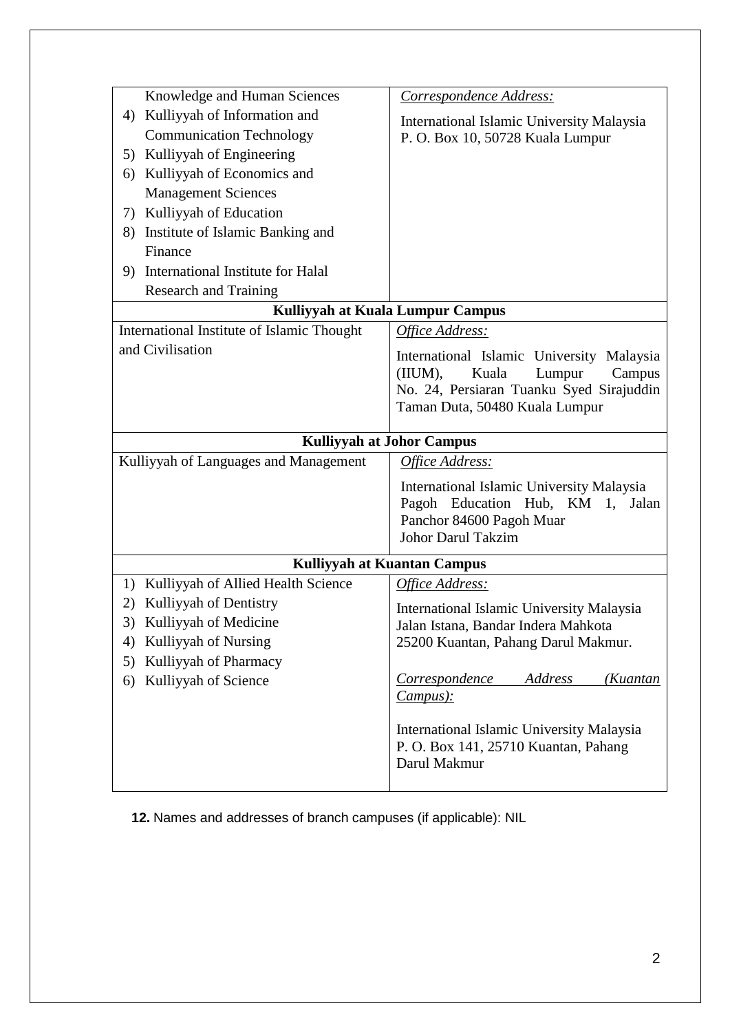| | |
|---|---|
| Knowledge and Human Sciences<br>4) Kulliyyah of Information and Communication Technology<br>5) Kulliyyah of Engineering<br>6) Kulliyyah of Economics and Management Sciences<br>7) Kulliyyah of Education<br>8) Institute of Islamic Banking and Finance<br>9) International Institute for Halal Research and Training | *Correspondence Address:*<br>International Islamic University Malaysia<br>P. O. Box 10, 50728 Kuala Lumpur |
| **Kulliyyah at Kuala Lumpur Campus** | |
| International Institute of Islamic Thought and Civilisation | *Office Address:*<br>International Islamic University Malaysia (IIUM), Kuala Lumpur Campus<br>No. 24, Persiaran Tuanku Syed Sirajuddin<br>Taman Duta, 50480 Kuala Lumpur |
| **Kulliyyah at Johor Campus** | |
| Kulliyyah of Languages and Management | *Office Address:*<br>International Islamic University Malaysia<br>Pagoh Education Hub, KM 1, Jalan Panchor 84600 Pagoh Muar<br>Johor Darul Takzim |
| **Kulliyyah at Kuantan Campus** | |
| 1) Kulliyyah of Allied Health Science<br>2) Kulliyyah of Dentistry<br>3) Kulliyyah of Medicine<br>4) Kulliyyah of Nursing<br>5) Kulliyyah of Pharmacy<br>6) Kulliyyah of Science | *Office Address:*<br>International Islamic University Malaysia<br>Jalan Istana, Bandar Indera Mahkota<br>25200 Kuantan, Pahang Darul Makmur.<br><br>*Correspondence Address (Kuantan Campus):*<br><br>International Islamic University Malaysia<br>P. O. Box 141, 25710 Kuantan, Pahang Darul Makmur |

**12.** Names and addresses of branch campuses (if applicable): NIL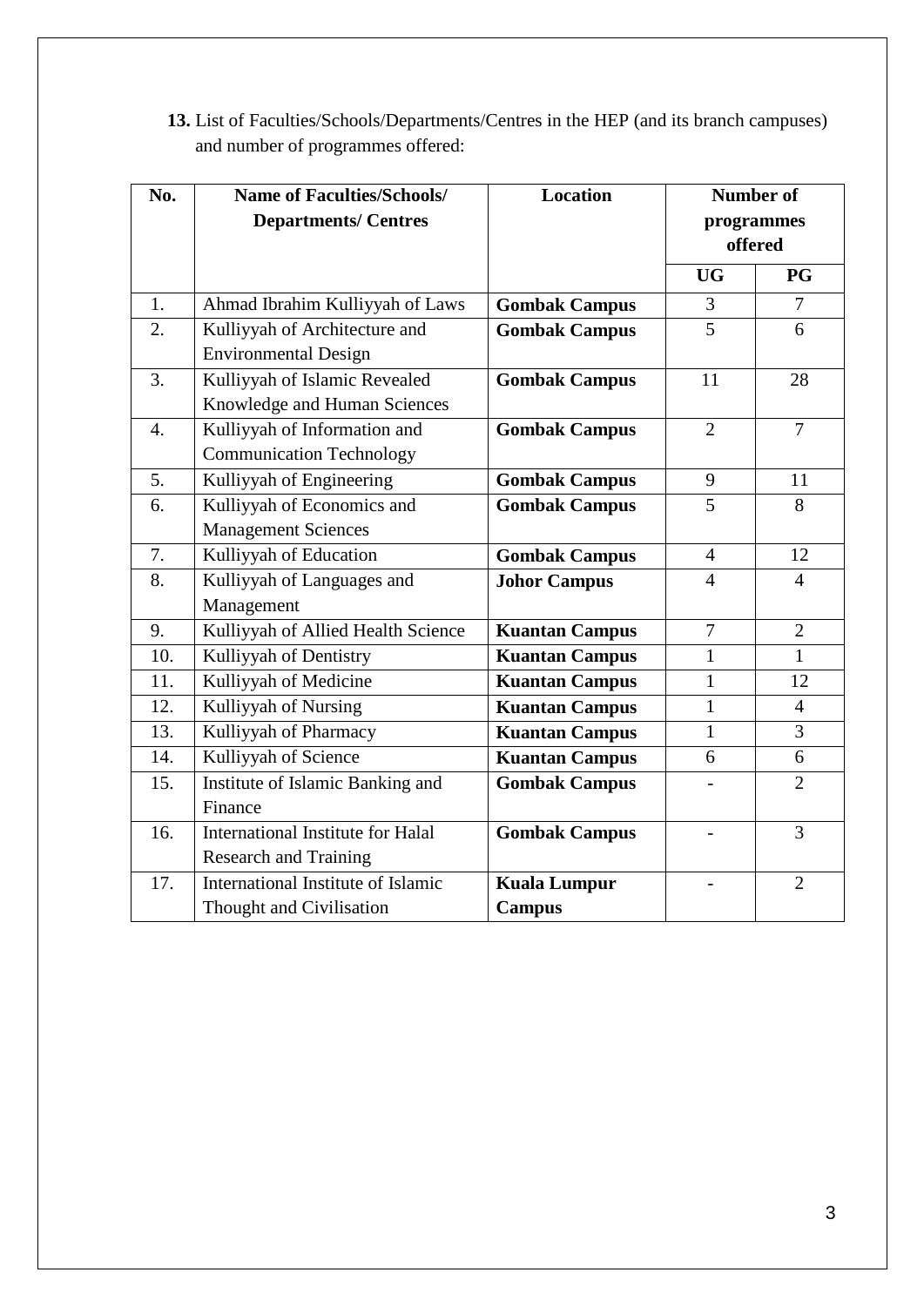**13.** List of Faculties/Schools/Departments/Centres in the HEP (and its branch campuses) and number of programmes offered:

| No. | Name of Faculties/Schools/ Departments/ Centres | Location | Number of programmes offered | |
|---|---|---|---|---|
| | | | **UG** | **PG** |
| 1. | Ahmad Ibrahim Kulliyyah of Laws | **Gombak Campus** | 3 | 7 |
| 2. | Kulliyyah of Architecture and Environmental Design | **Gombak Campus** | 5 | 6 |
| 3. | Kulliyyah of Islamic Revealed Knowledge and Human Sciences | **Gombak Campus** | 11 | 28 |
| 4. | Kulliyyah of Information and Communication Technology | **Gombak Campus** | 2 | 7 |
| 5. | Kulliyyah of Engineering | **Gombak Campus** | 9 | 11 |
| 6. | Kulliyyah of Economics and Management Sciences | **Gombak Campus** | 5 | 8 |
| 7. | Kulliyyah of Education | **Gombak Campus** | 4 | 12 |
| 8. | Kulliyyah of Languages and Management | **Johor Campus** | 4 | 4 |
| 9. | Kulliyyah of Allied Health Science | **Kuantan Campus** | 7 | 2 |
| 10. | Kulliyyah of Dentistry | **Kuantan Campus** | 1 | 1 |
| 11. | Kulliyyah of Medicine | **Kuantan Campus** | 1 | 12 |
| 12. | Kulliyyah of Nursing | **Kuantan Campus** | 1 | 4 |
| 13. | Kulliyyah of Pharmacy | **Kuantan Campus** | 1 | 3 |
| 14. | Kulliyyah of Science | **Kuantan Campus** | 6 | 6 |
| 15. | Institute of Islamic Banking and Finance | **Gombak Campus** | - | 2 |
| 16. | International Institute for Halal Research and Training | **Gombak Campus** | - | 3 |
| 17. | International Institute of Islamic Thought and Civilisation | **Kuala Lumpur Campus** | - | 2 |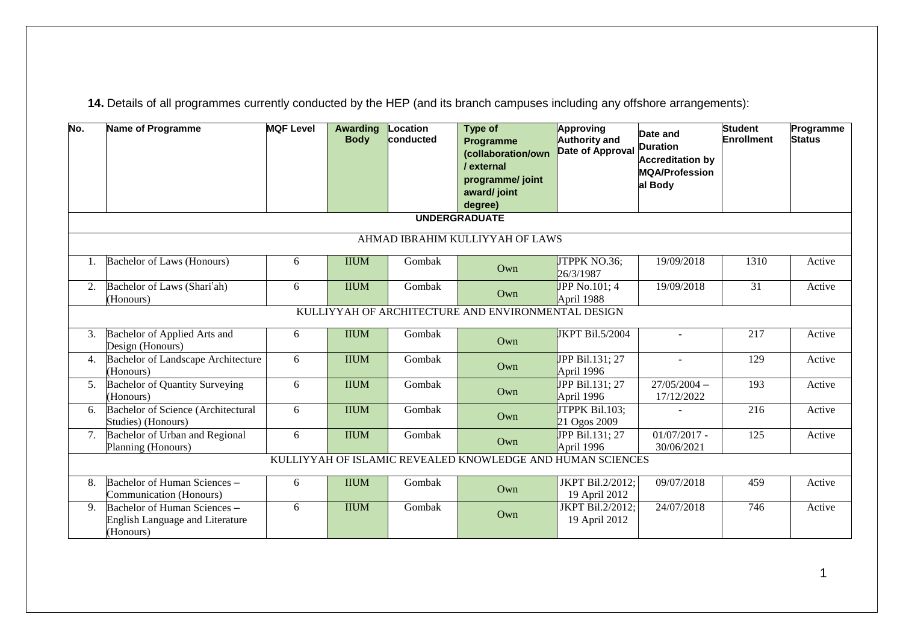**14.** Details of all programmes currently conducted by the HEP (and its branch campuses including any offshore arrangements):

| No. | Name of Programme | MQF Level | Awarding Body | Location conducted | Type of Programme (collaboration/own / external programme/ joint award/ joint degree) | Approving Authority and Date of Approval | Date and Duration Accreditation by MQA/Professional Body | Student Enrollment | Programme Status |
|---|---|---|---|---|---|---|---|---|---|
| **UNDERGRADUATE** | | | | | | | | | |
| AHMAD IBRAHIM KULLIYYAH OF LAWS | | | | | | | | | |
| 1. | Bachelor of Laws (Honours) | 6 | IIUM | Gombak | Own | JTPPK NO.36; 26/3/1987 | 19/09/2018 | 1310 | Active |
| 2. | Bachelor of Laws (Shari'ah) (Honours) | 6 | IIUM | Gombak | Own | JPP No.101; 4 April 1988 | 19/09/2018 | 31 | Active |
| KULLIYYAH OF ARCHITECTURE AND ENVIRONMENTAL DESIGN | | | | | | | | | |
| 3. | Bachelor of Applied Arts and Design (Honours) | 6 | IIUM | Gombak | Own | JKPT Bil.5/2004 | - | 217 | Active |
| 4. | Bachelor of Landscape Architecture (Honours) | 6 | IIUM | Gombak | Own | JPP Bil.131; 27 April 1996 | - | 129 | Active |
| 5. | Bachelor of Quantity Surveying (Honours) | 6 | IIUM | Gombak | Own | JPP Bil.131; 27 April 1996 | 27/05/2004 – 17/12/2022 | 193 | Active |
| 6. | Bachelor of Science (Architectural Studies) (Honours) | 6 | IIUM | Gombak | Own | JTPPK Bil.103; 21 Ogos 2009 | - | 216 | Active |
| 7. | Bachelor of Urban and Regional Planning (Honours) | 6 | IIUM | Gombak | Own | JPP Bil.131; 27 April 1996 | 01/07/2017 - 30/06/2021 | 125 | Active |
| KULLIYYAH OF ISLAMIC REVEALED KNOWLEDGE AND HUMAN SCIENCES | | | | | | | | | |
| 8. | Bachelor of Human Sciences – Communication (Honours) | 6 | IIUM | Gombak | Own | JKPT Bil.2/2012; 19 April 2012 | 09/07/2018 | 459 | Active |
| 9. | Bachelor of Human Sciences – English Language and Literature (Honours) | 6 | IIUM | Gombak | Own | JKPT Bil.2/2012; 19 April 2012 | 24/07/2018 | 746 | Active |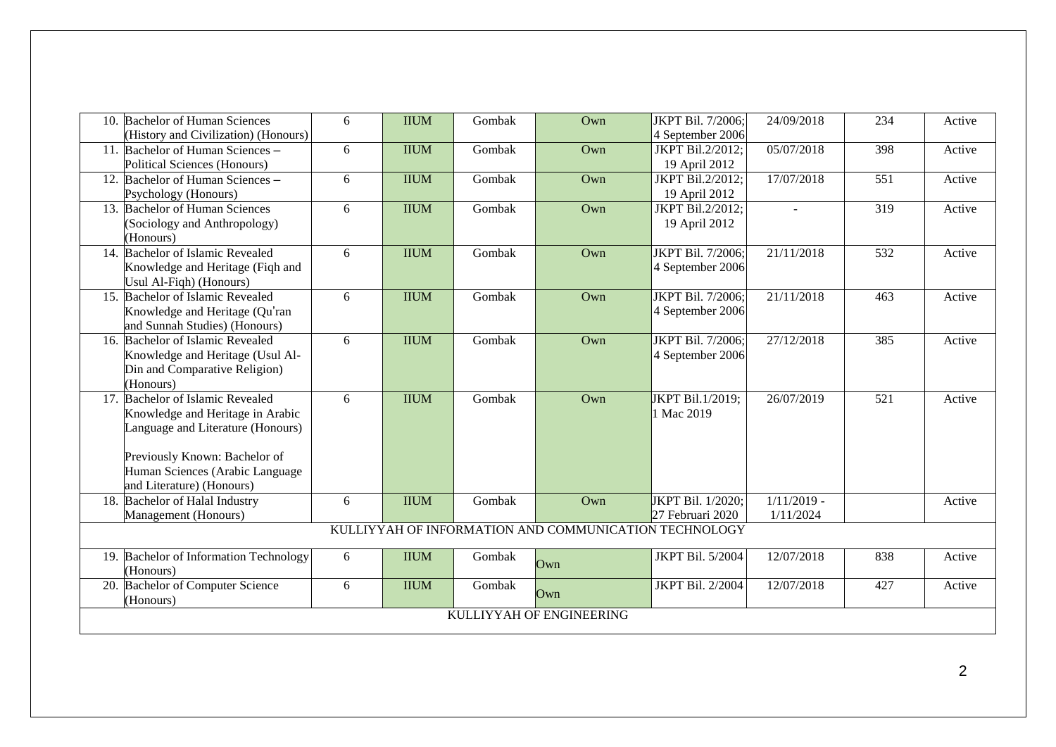| | | | | | | | | | |
|---|---|---|---|---|---|---|---|---|---|
| 10. | Bachelor of Human Sciences (History and Civilization) (Honours) | 6 | IIUM | Gombak | Own | JKPT Bil. 7/2006; 4 September 2006 | 24/09/2018 | 234 | Active |
| 11. | Bachelor of Human Sciences – Political Sciences (Honours) | 6 | IIUM | Gombak | Own | JKPT Bil.2/2012; 19 April 2012 | 05/07/2018 | 398 | Active |
| 12. | Bachelor of Human Sciences – Psychology (Honours) | 6 | IIUM | Gombak | Own | JKPT Bil.2/2012; 19 April 2012 | 17/07/2018 | 551 | Active |
| 13. | Bachelor of Human Sciences (Sociology and Anthropology) (Honours) | 6 | IIUM | Gombak | Own | JKPT Bil.2/2012; 19 April 2012 | - | 319 | Active |
| 14. | Bachelor of Islamic Revealed Knowledge and Heritage (Fiqh and Usul Al-Fiqh) (Honours) | 6 | IIUM | Gombak | Own | JKPT Bil. 7/2006; 4 September 2006 | 21/11/2018 | 532 | Active |
| 15. | Bachelor of Islamic Revealed Knowledge and Heritage (Qu'ran and Sunnah Studies) (Honours) | 6 | IIUM | Gombak | Own | JKPT Bil. 7/2006; 4 September 2006 | 21/11/2018 | 463 | Active |
| 16. | Bachelor of Islamic Revealed Knowledge and Heritage (Usul Al-Din and Comparative Religion) (Honours) | 6 | IIUM | Gombak | Own | JKPT Bil. 7/2006; 4 September 2006 | 27/12/2018 | 385 | Active |
| 17. | Bachelor of Islamic Revealed Knowledge and Heritage in Arabic Language and Literature (Honours)<br><br>Previously Known: Bachelor of Human Sciences (Arabic Language and Literature) (Honours) | 6 | IIUM | Gombak | Own | JKPT Bil.1/2019; 1 Mac 2019 | 26/07/2019 | 521 | Active |
| 18. | Bachelor of Halal Industry Management (Honours) | 6 | IIUM | Gombak | Own | JKPT Bil. 1/2020; 27 Februari 2020 | 1/11/2019 - 1/11/2024 | | Active |
| | KULLIYYAH OF INFORMATION AND COMMUNICATION TECHNOLOGY | | | | | | | | |
| 19. | Bachelor of Information Technology (Honours) | 6 | IIUM | Gombak | Own | JKPT Bil. 5/2004 | 12/07/2018 | 838 | Active |
| 20. | Bachelor of Computer Science (Honours) | 6 | IIUM | Gombak | Own | JKPT Bil. 2/2004 | 12/07/2018 | 427 | Active |
| | KULLIYYAH OF ENGINEERING | | | | | | | | |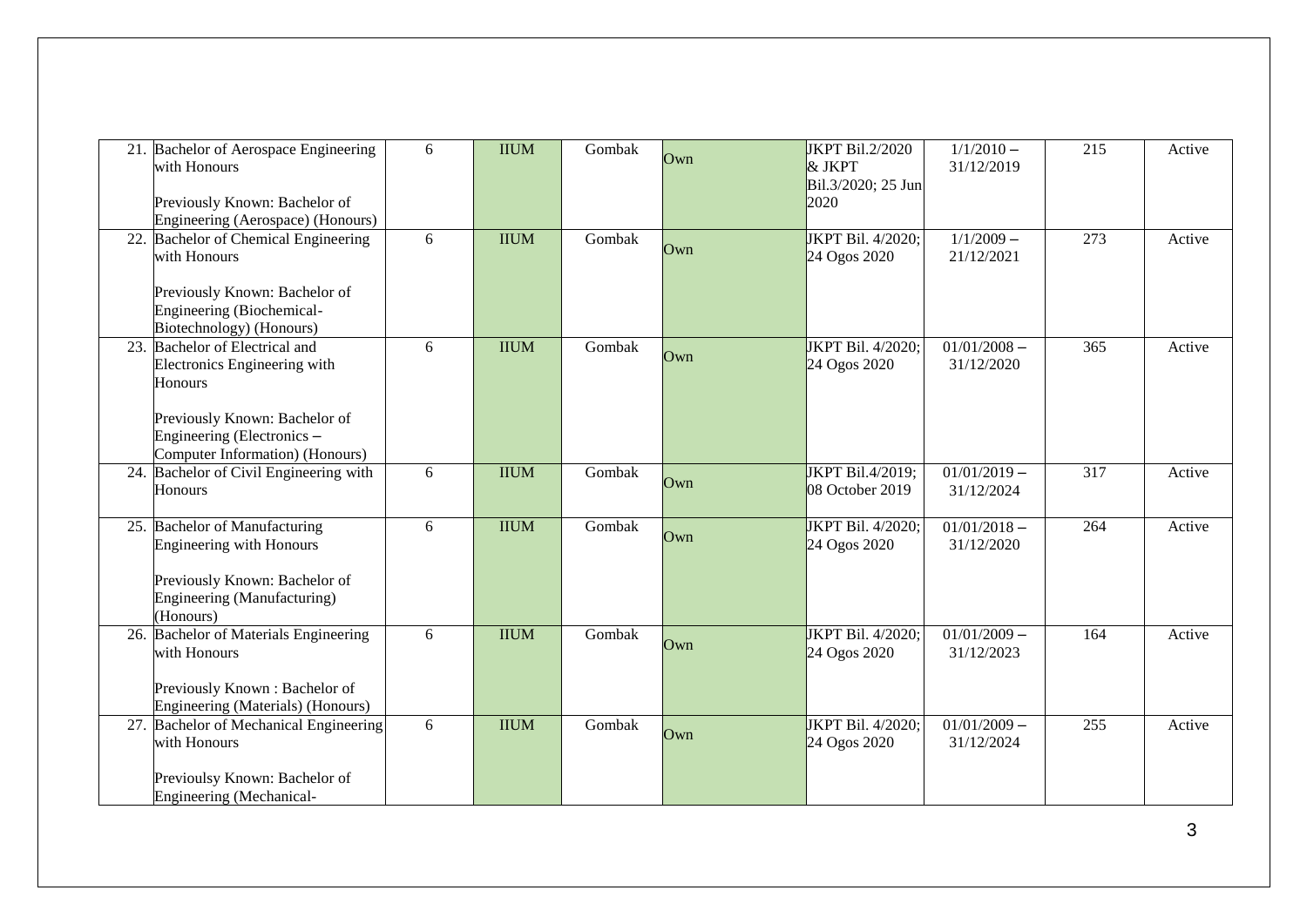| | | | | | | | | | |
|---|---|---|---|---|---|---|---|---|---|
| 21. | Bachelor of Aerospace Engineering with Honours<br><br>Previously Known: Bachelor of Engineering (Aerospace) (Honours) | 6 | IIUM | Gombak | Own | JKPT Bil.2/2020 & JKPT Bil.3/2020; 25 Jun 2020 | 1/1/2010 – 31/12/2019 | 215 | Active |
| 22. | Bachelor of Chemical Engineering with Honours<br><br>Previously Known: Bachelor of Engineering (Biochemical-Biotechnology) (Honours) | 6 | IIUM | Gombak | Own | JKPT Bil. 4/2020; 24 Ogos 2020 | 1/1/2009 – 21/12/2021 | 273 | Active |
| 23. | Bachelor of Electrical and Electronics Engineering with Honours<br><br>Previously Known: Bachelor of Engineering (Electronics – Computer Information) (Honours) | 6 | IIUM | Gombak | Own | JKPT Bil. 4/2020; 24 Ogos 2020 | 01/01/2008 – 31/12/2020 | 365 | Active |
| 24. | Bachelor of Civil Engineering with Honours | 6 | IIUM | Gombak | Own | JKPT Bil.4/2019; 08 October 2019 | 01/01/2019 – 31/12/2024 | 317 | Active |
| 25. | Bachelor of Manufacturing Engineering with Honours<br><br>Previously Known: Bachelor of Engineering (Manufacturing) (Honours) | 6 | IIUM | Gombak | Own | JKPT Bil. 4/2020; 24 Ogos 2020 | 01/01/2018 – 31/12/2020 | 264 | Active |
| 26. | Bachelor of Materials Engineering with Honours<br><br>Previously Known : Bachelor of Engineering (Materials) (Honours) | 6 | IIUM | Gombak | Own | JKPT Bil. 4/2020; 24 Ogos 2020 | 01/01/2009 – 31/12/2023 | 164 | Active |
| 27. | Bachelor of Mechanical Engineering with Honours<br><br>Previoulsy Known: Bachelor of Engineering (Mechanical- | 6 | IIUM | Gombak | Own | JKPT Bil. 4/2020; 24 Ogos 2020 | 01/01/2009 – 31/12/2024 | 255 | Active |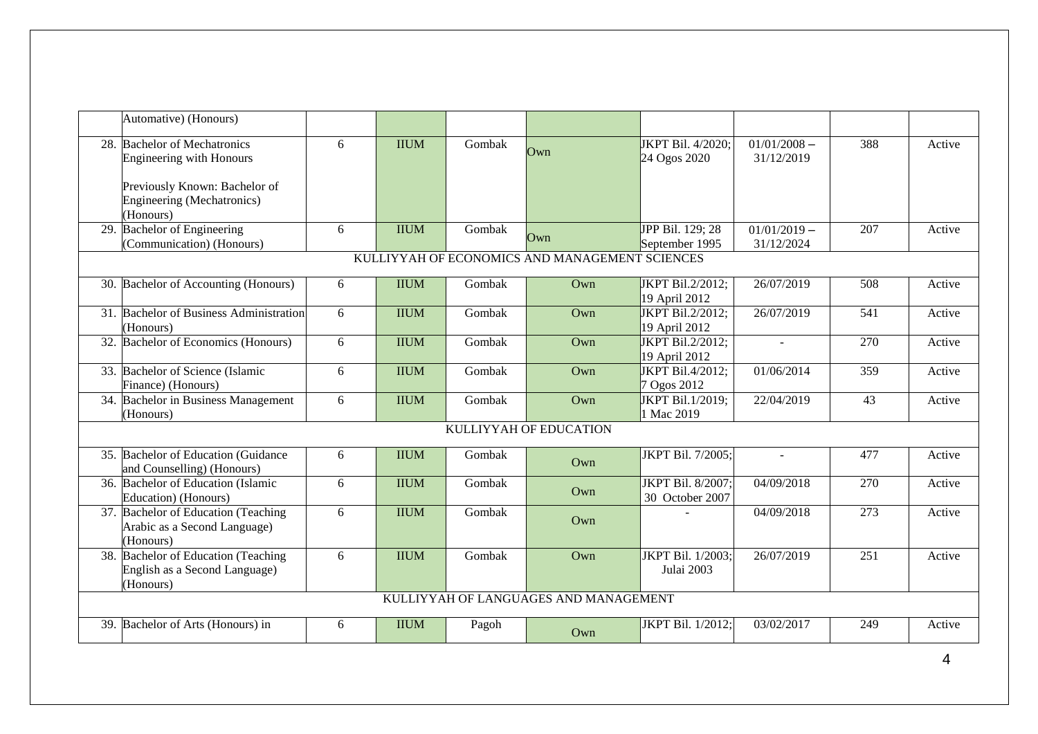| | | | | | | | | | |
|---|---|---|---|---|---|---|---|---|---|
| | Automative) (Honours) | | | | | | | | |
| 28. | Bachelor of Mechatronics Engineering with Honours<br><br>Previously Known: Bachelor of Engineering (Mechatronics) (Honours) | 6 | IIUM | Gombak | Own | JKPT Bil. 4/2020; 24 Ogos 2020 | 01/01/2008 – 31/12/2019 | 388 | Active |
| 29. | Bachelor of Engineering (Communication) (Honours) | 6 | IIUM | Gombak | Own | JPP Bil. 129; 28 September 1995 | 01/01/2019 – 31/12/2024 | 207 | Active |
| KULLIYYAH OF ECONOMICS AND MANAGEMENT SCIENCES | | | | | | | | | |
| 30. | Bachelor of Accounting (Honours) | 6 | IIUM | Gombak | Own | JKPT Bil.2/2012; 19 April 2012 | 26/07/2019 | 508 | Active |
| 31. | Bachelor of Business Administration (Honours) | 6 | IIUM | Gombak | Own | JKPT Bil.2/2012; 19 April 2012 | 26/07/2019 | 541 | Active |
| 32. | Bachelor of Economics (Honours) | 6 | IIUM | Gombak | Own | JKPT Bil.2/2012; 19 April 2012 | - | 270 | Active |
| 33. | Bachelor of Science (Islamic Finance) (Honours) | 6 | IIUM | Gombak | Own | JKPT Bil.4/2012; 7 Ogos 2012 | 01/06/2014 | 359 | Active |
| 34. | Bachelor in Business Management (Honours) | 6 | IIUM | Gombak | Own | JKPT Bil.1/2019; 1 Mac 2019 | 22/04/2019 | 43 | Active |
| KULLIYYAH OF EDUCATION | | | | | | | | | |
| 35. | Bachelor of Education (Guidance and Counselling) (Honours) | 6 | IIUM | Gombak | Own | JKPT Bil. 7/2005; | - | 477 | Active |
| 36. | Bachelor of Education (Islamic Education) (Honours) | 6 | IIUM | Gombak | Own | JKPT Bil. 8/2007; 30 October 2007 | 04/09/2018 | 270 | Active |
| 37. | Bachelor of Education (Teaching Arabic as a Second Language) (Honours) | 6 | IIUM | Gombak | Own | - | 04/09/2018 | 273 | Active |
| 38. | Bachelor of Education (Teaching English as a Second Language) (Honours) | 6 | IIUM | Gombak | Own | JKPT Bil. 1/2003; Julai 2003 | 26/07/2019 | 251 | Active |
| KULLIYYAH OF LANGUAGES AND MANAGEMENT | | | | | | | | | |
| 39. | Bachelor of Arts (Honours) in | 6 | IIUM | Pagoh | Own | JKPT Bil. 1/2012; | 03/02/2017 | 249 | Active |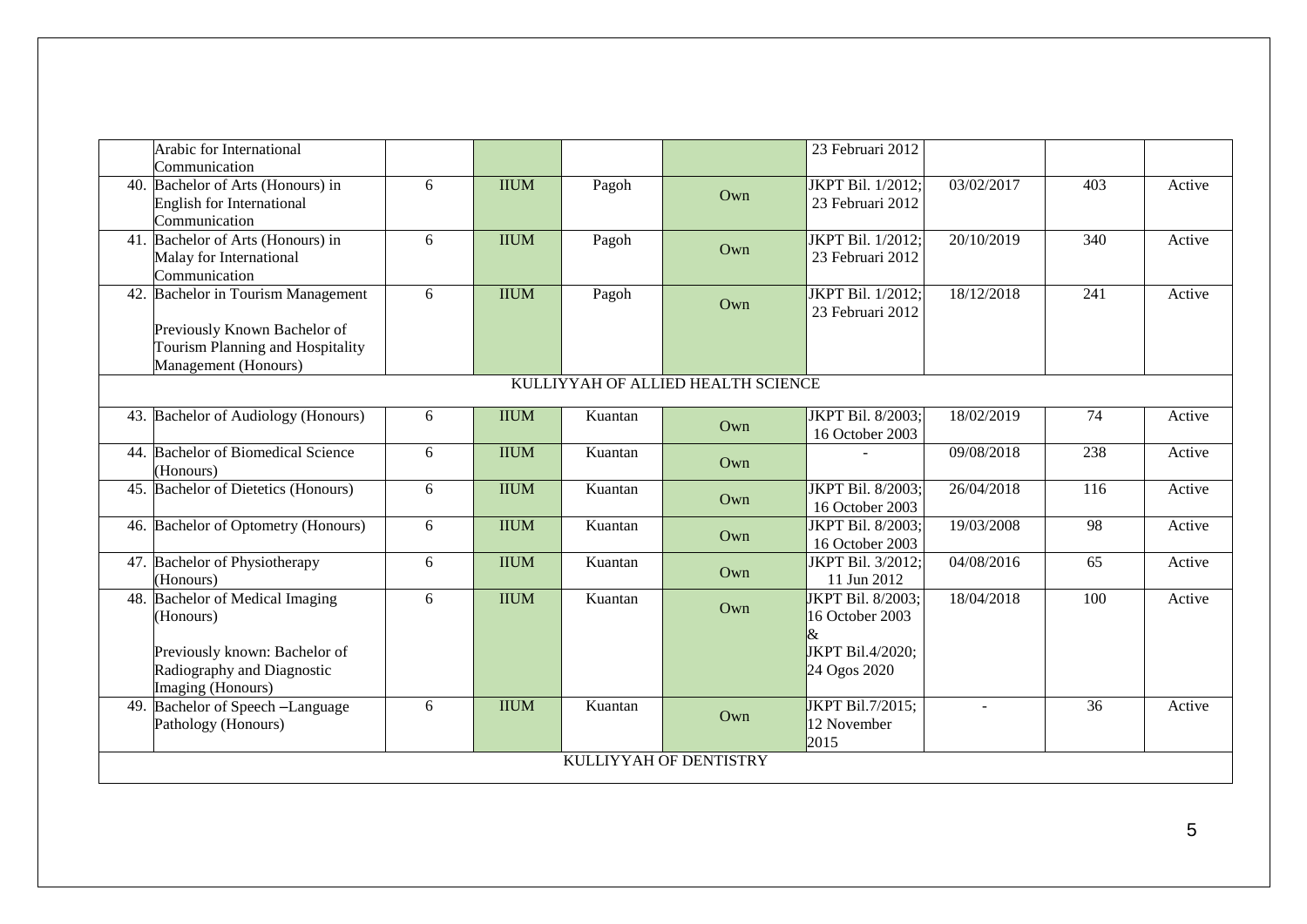| | | | | | | | | | |
|---|---|---|---|---|---|---|---|---|---|
| | Arabic for International Communication | | | | | 23 Februari 2012 | | | |
| 40. | Bachelor of Arts (Honours) in English for International Communication | 6 | IIUM | Pagoh | Own | JKPT Bil. 1/2012; 23 Februari 2012 | 03/02/2017 | 403 | Active |
| 41. | Bachelor of Arts (Honours) in Malay for International Communication | 6 | IIUM | Pagoh | Own | JKPT Bil. 1/2012; 23 Februari 2012 | 20/10/2019 | 340 | Active |
| 42. | Bachelor in Tourism Management<br><br>Previously Known Bachelor of Tourism Planning and Hospitality Management (Honours) | 6 | IIUM | Pagoh | Own | JKPT Bil. 1/2012; 23 Februari 2012 | 18/12/2018 | 241 | Active |
| KULLIYYAH OF ALLIED HEALTH SCIENCE | | | | | | | | | |
| 43. | Bachelor of Audiology (Honours) | 6 | IIUM | Kuantan | Own | JKPT Bil. 8/2003; 16 October 2003 | 18/02/2019 | 74 | Active |
| 44. | Bachelor of Biomedical Science (Honours) | 6 | IIUM | Kuantan | Own | - | 09/08/2018 | 238 | Active |
| 45. | Bachelor of Dietetics (Honours) | 6 | IIUM | Kuantan | Own | JKPT Bil. 8/2003; 16 October 2003 | 26/04/2018 | 116 | Active |
| 46. | Bachelor of Optometry (Honours) | 6 | IIUM | Kuantan | Own | JKPT Bil. 8/2003; 16 October 2003 | 19/03/2008 | 98 | Active |
| 47. | Bachelor of Physiotherapy (Honours) | 6 | IIUM | Kuantan | Own | JKPT Bil. 3/2012; 11 Jun 2012 | 04/08/2016 | 65 | Active |
| 48. | Bachelor of Medical Imaging (Honours)<br><br>Previously known: Bachelor of Radiography and Diagnostic Imaging (Honours) | 6 | IIUM | Kuantan | Own | JKPT Bil. 8/2003; 16 October 2003 & JKPT Bil.4/2020; 24 Ogos 2020 | 18/04/2018 | 100 | Active |
| 49. | Bachelor of Speech –Language Pathology (Honours) | 6 | IIUM | Kuantan | Own | JKPT Bil.7/2015; 12 November 2015 | - | 36 | Active |
| KULLIYYAH OF DENTISTRY | | | | | | | | | |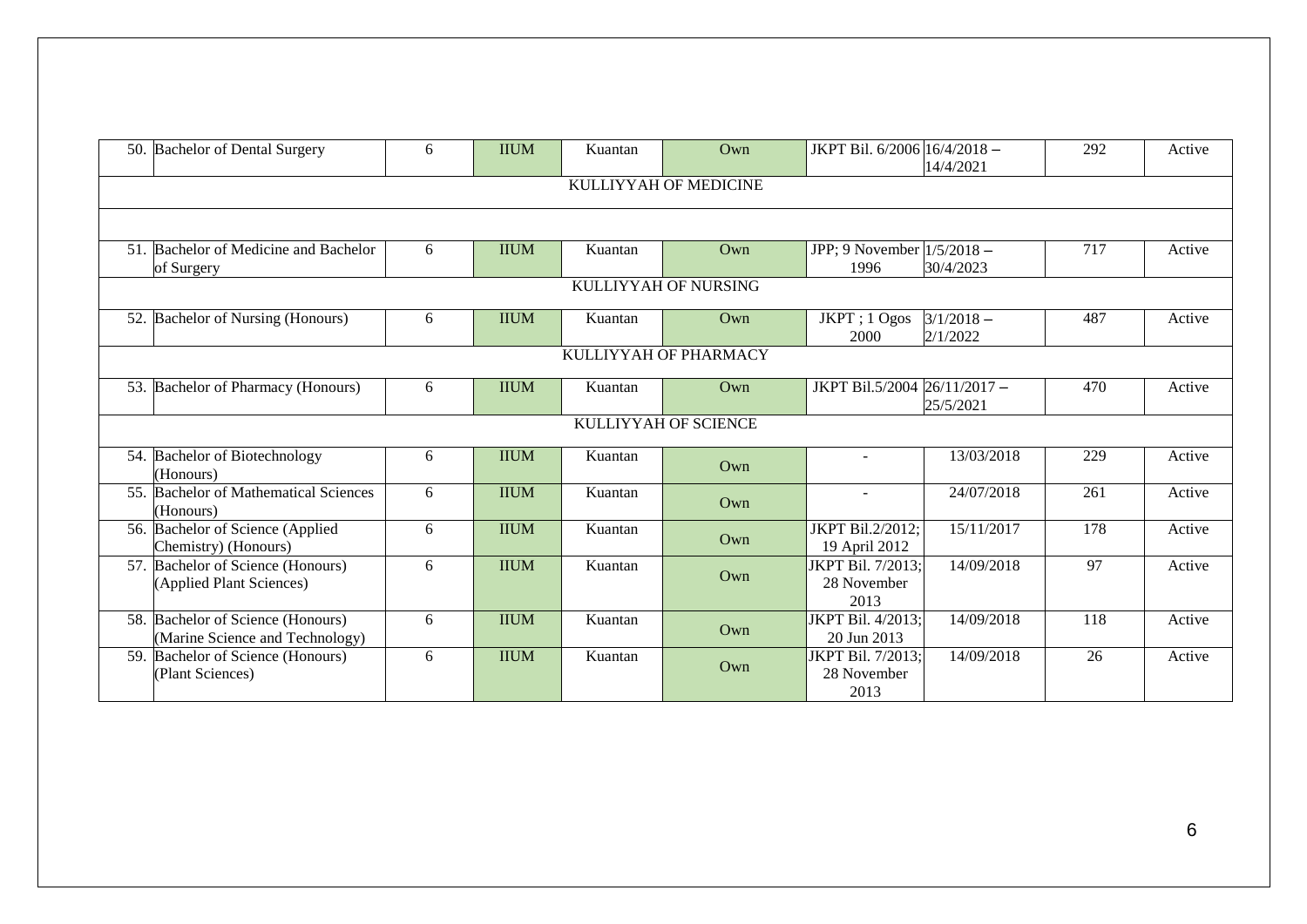| No. | Programme | Level | University | Campus | Status | Approval | Accreditation | Students | Status |
|---|---|---|---|---|---|---|---|---|---|
| 50. | Bachelor of Dental Surgery | 6 | IIUM | Kuantan | Own | JKPT Bil. 6/2006 | 16/4/2018 – 14/4/2021 | 292 | Active |
| | | | | KULLIYYAH OF MEDICINE | | | | | |
| 51. | Bachelor of Medicine and Bachelor of Surgery | 6 | IIUM | Kuantan | Own | JPP; 9 November 1996 | 1/5/2018 – 30/4/2023 | 717 | Active |
| | | | | KULLIYYAH OF NURSING | | | | | |
| 52. | Bachelor of Nursing (Honours) | 6 | IIUM | Kuantan | Own | JKPT ; 1 Ogos 2000 | 3/1/2018 – 2/1/2022 | 487 | Active |
| | | | | KULLIYYAH OF PHARMACY | | | | | |
| 53. | Bachelor of Pharmacy (Honours) | 6 | IIUM | Kuantan | Own | JKPT Bil.5/2004 | 26/11/2017 – 25/5/2021 | 470 | Active |
| | | | | KULLIYYAH OF SCIENCE | | | | | |
| 54. | Bachelor of Biotechnology (Honours) | 6 | IIUM | Kuantan | Own | - | 13/03/2018 | 229 | Active |
| 55. | Bachelor of Mathematical Sciences (Honours) | 6 | IIUM | Kuantan | Own | - | 24/07/2018 | 261 | Active |
| 56. | Bachelor of Science (Applied Chemistry) (Honours) | 6 | IIUM | Kuantan | Own | JKPT Bil.2/2012; 19 April 2012 | 15/11/2017 | 178 | Active |
| 57. | Bachelor of Science (Honours) (Applied Plant Sciences) | 6 | IIUM | Kuantan | Own | JKPT Bil. 7/2013; 28 November 2013 | 14/09/2018 | 97 | Active |
| 58. | Bachelor of Science (Honours) (Marine Science and Technology) | 6 | IIUM | Kuantan | Own | JKPT Bil. 4/2013; 20 Jun 2013 | 14/09/2018 | 118 | Active |
| 59. | Bachelor of Science (Honours) (Plant Sciences) | 6 | IIUM | Kuantan | Own | JKPT Bil. 7/2013; 28 November 2013 | 14/09/2018 | 26 | Active |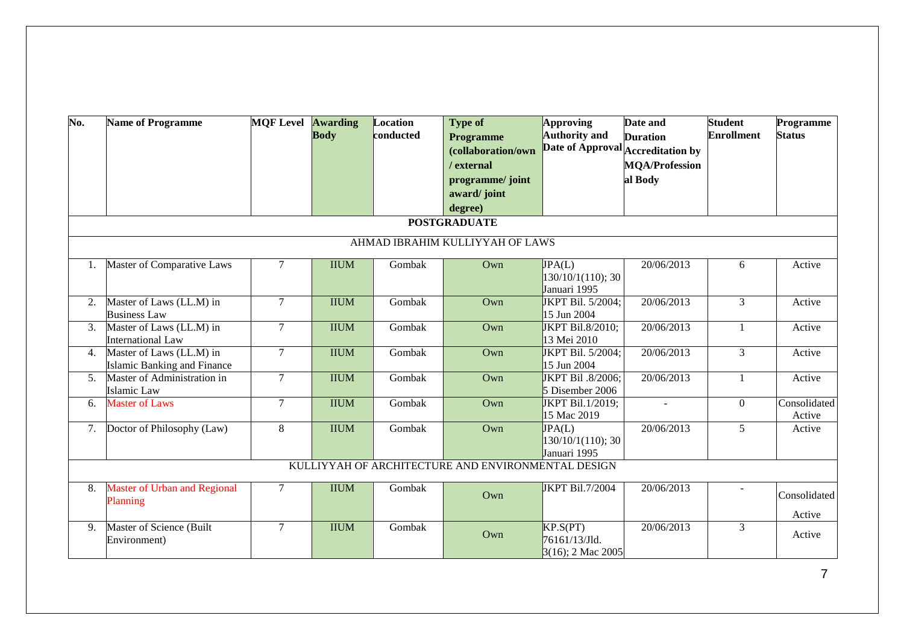| No. | Name of Programme | MQF Level | Awarding Body | Location conducted | Type of Programme (collaboration/own / external programme/ joint award/ joint degree) | Approving Authority and Date of Approval | Date and Duration Accreditation by MQA/Professional Body | Student Enrollment | Programme Status |
|---|---|---|---|---|---|---|---|---|---|
| | | | | | **POSTGRADUATE** | | | | |
| | | | | | AHMAD IBRAHIM KULLIYYAH OF LAWS | | | | |
| 1. | Master of Comparative Laws | 7 | IIUM | Gombak | Own | JPA(L) 130/10/1(110); 30 Januari 1995 | 20/06/2013 | 6 | Active |
| 2. | Master of Laws (LL.M) in Business Law | 7 | IIUM | Gombak | Own | JKPT Bil. 5/2004; 15 Jun 2004 | 20/06/2013 | 3 | Active |
| 3. | Master of Laws (LL.M) in International Law | 7 | IIUM | Gombak | Own | JKPT Bil.8/2010; 13 Mei 2010 | 20/06/2013 | 1 | Active |
| 4. | Master of Laws (LL.M) in Islamic Banking and Finance | 7 | IIUM | Gombak | Own | JKPT Bil. 5/2004; 15 Jun 2004 | 20/06/2013 | 3 | Active |
| 5. | Master of Administration in Islamic Law | 7 | IIUM | Gombak | Own | JKPT Bil .8/2006; 5 Disember 2006 | 20/06/2013 | 1 | Active |
| 6. | Master of Laws | 7 | IIUM | Gombak | Own | JKPT Bil.1/2019; 15 Mac 2019 | - | 0 | Consolidated Active |
| 7. | Doctor of Philosophy (Law) | 8 | IIUM | Gombak | Own | JPA(L) 130/10/1(110); 30 Januari 1995 | 20/06/2013 | 5 | Active |
| | | | | | KULLIYYAH OF ARCHITECTURE AND ENVIRONMENTAL DESIGN | | | | |
| 8. | Master of Urban and Regional Planning | 7 | IIUM | Gombak | Own | JKPT Bil.7/2004 | 20/06/2013 | - | Consolidated Active |
| 9. | Master of Science (Built Environment) | 7 | IIUM | Gombak | Own | KP.S(PT) 76161/13/Jld. 3(16); 2 Mac 2005 | 20/06/2013 | 3 | Active |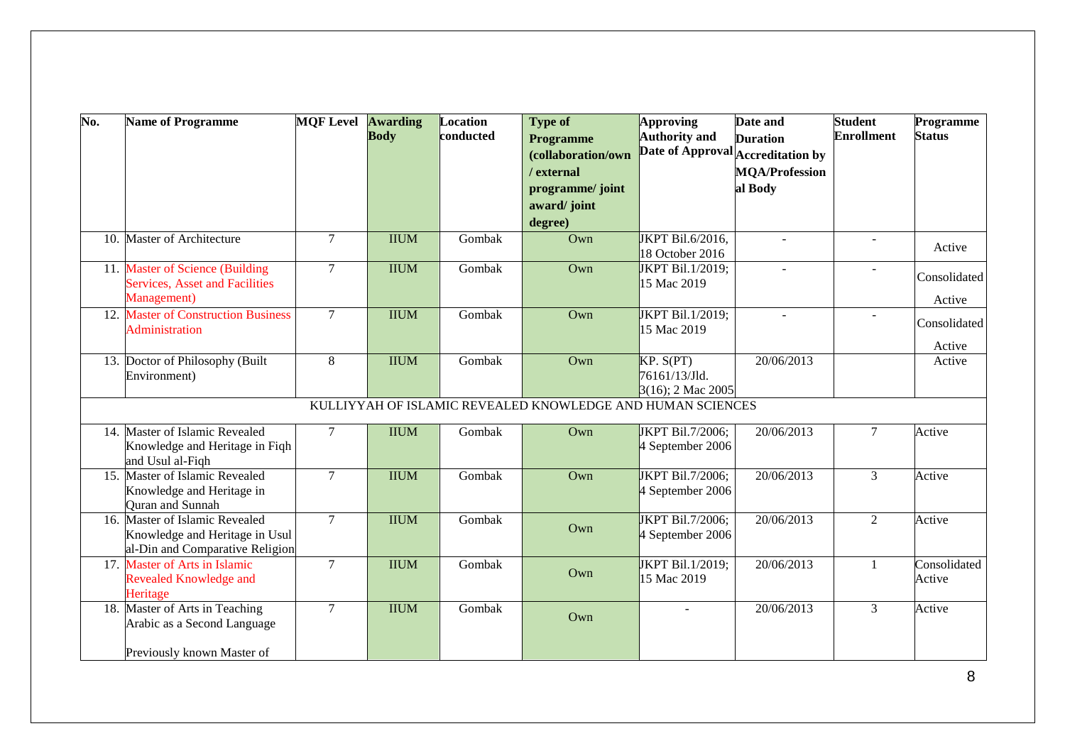| No. | Name of Programme | MQF Level | Awarding Body | Location conducted | Type of Programme (collaboration/own / external programme/ joint award/ joint degree) | Approving Authority and Date of Approval | Date and Duration Accreditation by MQA/Professional Body | Student Enrollment | Programme Status |
|---|---|---|---|---|---|---|---|---|---|
| 10. | Master of Architecture | 7 | IIUM | Gombak | Own | JKPT Bil.6/2016, 18 October 2016 | - | - | Active |
| 11. | Master of Science (Building Services, Asset and Facilities Management) | 7 | IIUM | Gombak | Own | JKPT Bil.1/2019; 15 Mac 2019 | - | - | Consolidated Active |
| 12. | Master of Construction Business Administration | 7 | IIUM | Gombak | Own | JKPT Bil.1/2019; 15 Mac 2019 | - | - | Consolidated Active |
| 13. | Doctor of Philosophy (Built Environment) | 8 | IIUM | Gombak | Own | KP. S(PT) 76161/13/Jld. 3(16); 2 Mac 2005 | 20/06/2013 | | Active |
| | KULLIYYAH OF ISLAMIC REVEALED KNOWLEDGE AND HUMAN SCIENCES | | | | | | | | |
| 14. | Master of Islamic Revealed Knowledge and Heritage in Fiqh and Usul al-Fiqh | 7 | IIUM | Gombak | Own | JKPT Bil.7/2006; 4 September 2006 | 20/06/2013 | 7 | Active |
| 15. | Master of Islamic Revealed Knowledge and Heritage in Quran and Sunnah | 7 | IIUM | Gombak | Own | JKPT Bil.7/2006; 4 September 2006 | 20/06/2013 | 3 | Active |
| 16. | Master of Islamic Revealed Knowledge and Heritage in Usul al-Din and Comparative Religion | 7 | IIUM | Gombak | Own | JKPT Bil.7/2006; 4 September 2006 | 20/06/2013 | 2 | Active |
| 17. | Master of Arts in Islamic Revealed Knowledge and Heritage | 7 | IIUM | Gombak | Own | JKPT Bil.1/2019; 15 Mac 2019 | 20/06/2013 | 1 | Consolidated Active |
| 18. | Master of Arts in Teaching Arabic as a Second Language<br><br>Previously known Master of | 7 | IIUM | Gombak | Own | - | 20/06/2013 | 3 | Active |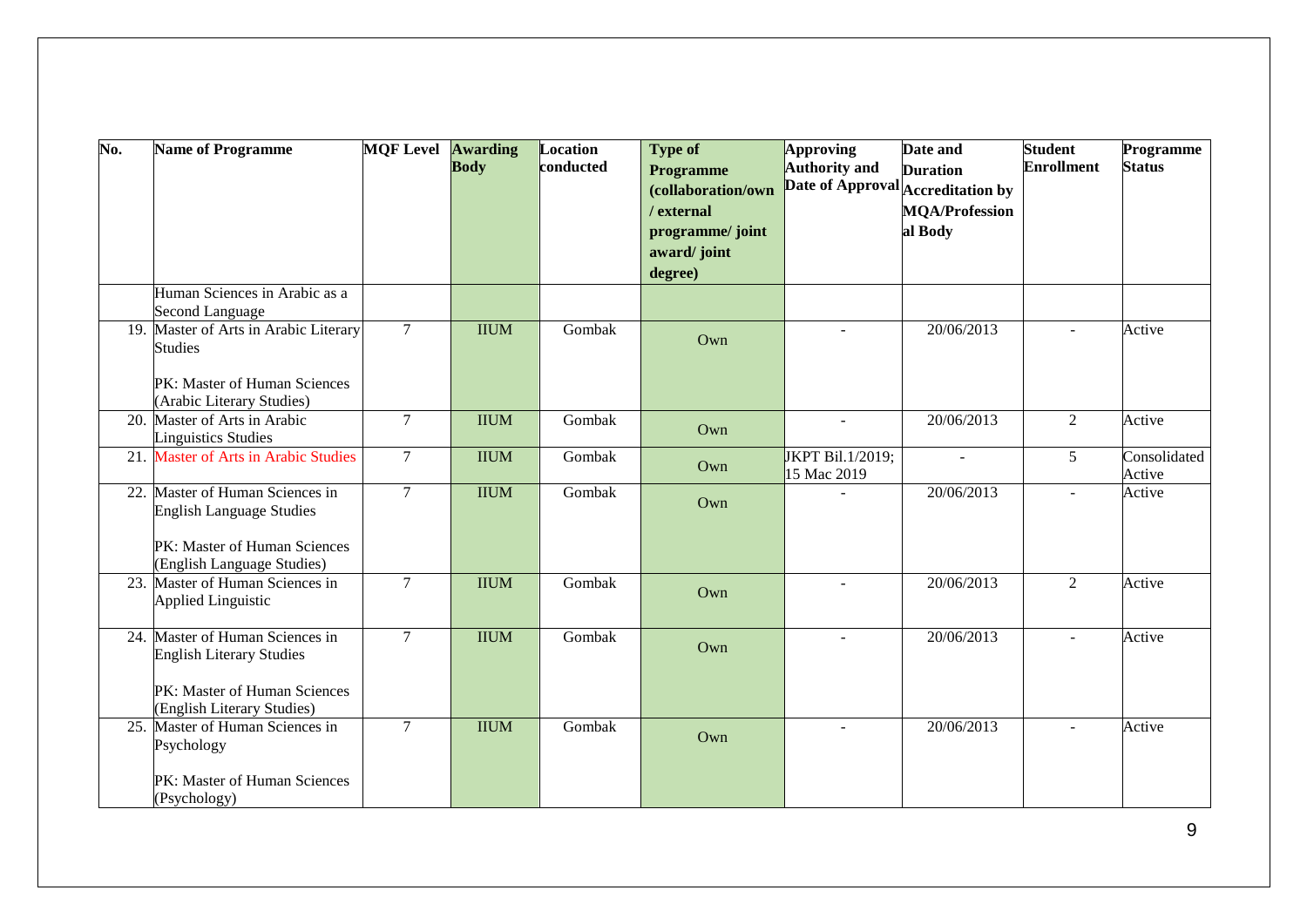| No. | Name of Programme | MQF Level | Awarding Body | Location conducted | Type of Programme (collaboration/own / external programme/ joint award/ joint degree) | Approving Authority and Date of Approval | Date and Duration Accreditation by MQA/Professional Body | Student Enrollment | Programme Status |
|---|---|---|---|---|---|---|---|---|---|
| | Human Sciences in Arabic as a Second Language | | | | | | | | |
| 19. | Master of Arts in Arabic Literary Studies<br><br>PK: Master of Human Sciences (Arabic Literary Studies) | 7 | IIUM | Gombak | Own | - | 20/06/2013 | - | Active |
| 20. | Master of Arts in Arabic Linguistics Studies | 7 | IIUM | Gombak | Own | - | 20/06/2013 | 2 | Active |
| 21. | Master of Arts in Arabic Studies | 7 | IIUM | Gombak | Own | JKPT Bil.1/2019; 15 Mac 2019 | - | 5 | Consolidated Active |
| 22. | Master of Human Sciences in English Language Studies<br><br>PK: Master of Human Sciences (English Language Studies) | 7 | IIUM | Gombak | Own | - | 20/06/2013 | - | Active |
| 23. | Master of Human Sciences in Applied Linguistic | 7 | IIUM | Gombak | Own | - | 20/06/2013 | 2 | Active |
| 24. | Master of Human Sciences in English Literary Studies<br><br>PK: Master of Human Sciences (English Literary Studies) | 7 | IIUM | Gombak | Own | - | 20/06/2013 | - | Active |
| 25. | Master of Human Sciences in Psychology<br><br>PK: Master of Human Sciences (Psychology) | 7 | IIUM | Gombak | Own | - | 20/06/2013 | - | Active |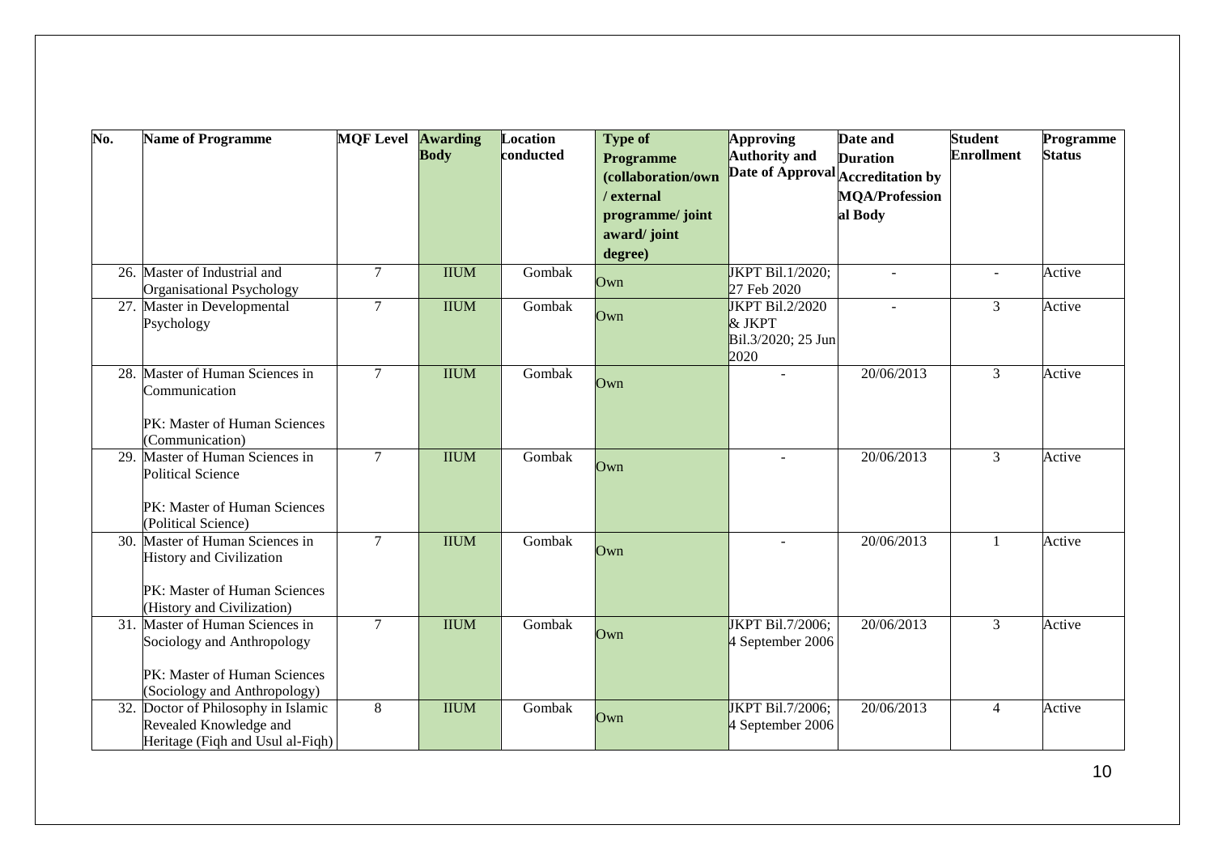| No. | Name of Programme | MQF Level | Awarding Body | Location conducted | Type of Programme (collaboration/own / external programme/ joint award/ joint degree) | Approving Authority and Date of Approval | Date and Duration Accreditation by MQA/Professional Body | Student Enrollment | Programme Status |
|---|---|---|---|---|---|---|---|---|---|
| 26. | Master of Industrial and Organisational Psychology | 7 | IIUM | Gombak | Own | JKPT Bil.1/2020; 27 Feb 2020 | - | - | Active |
| 27. | Master in Developmental Psychology | 7 | IIUM | Gombak | Own | JKPT Bil.2/2020 & JKPT Bil.3/2020; 25 Jun 2020 | - | 3 | Active |
| 28. | Master of Human Sciences in Communication<br><br>PK: Master of Human Sciences (Communication) | 7 | IIUM | Gombak | Own | - | 20/06/2013 | 3 | Active |
| 29. | Master of Human Sciences in Political Science<br><br>PK: Master of Human Sciences (Political Science) | 7 | IIUM | Gombak | Own | - | 20/06/2013 | 3 | Active |
| 30. | Master of Human Sciences in History and Civilization<br><br>PK: Master of Human Sciences (History and Civilization) | 7 | IIUM | Gombak | Own | - | 20/06/2013 | 1 | Active |
| 31. | Master of Human Sciences in Sociology and Anthropology<br><br>PK: Master of Human Sciences (Sociology and Anthropology) | 7 | IIUM | Gombak | Own | JKPT Bil.7/2006; 4 September 2006 | 20/06/2013 | 3 | Active |
| 32. | Doctor of Philosophy in Islamic Revealed Knowledge and Heritage (Fiqh and Usul al-Fiqh) | 8 | IIUM | Gombak | Own | JKPT Bil.7/2006; 4 September 2006 | 20/06/2013 | 4 | Active |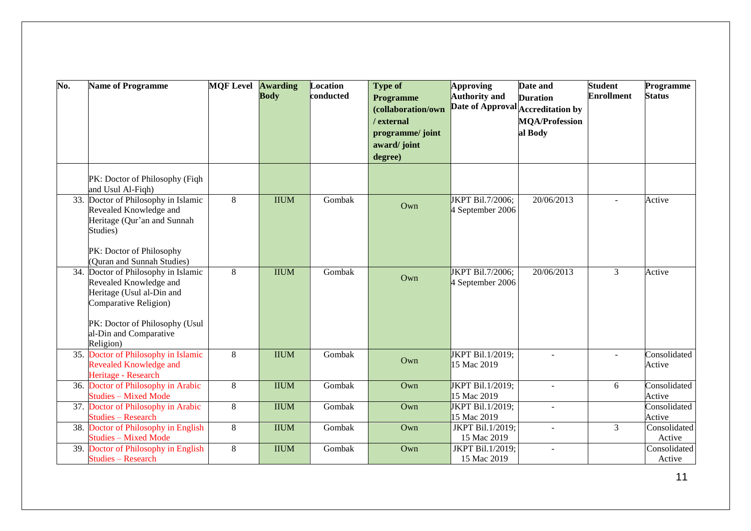| No. | Name of Programme | MQF Level | Awarding Body | Location conducted | Type of Programme (collaboration/own / external programme/ joint award/ joint degree) | Approving Authority and Date of Approval | Date and Duration Accreditation by MQA/Professional Body | Student Enrollment | Programme Status |
|---|---|---|---|---|---|---|---|---|---|
| | PK: Doctor of Philosophy (Fiqh and Usul Al-Fiqh) | | | | | | | | |
| 33. | Doctor of Philosophy in Islamic Revealed Knowledge and Heritage (Qur'an and Sunnah Studies)<br><br>PK: Doctor of Philosophy (Quran and Sunnah Studies) | 8 | IIUM | Gombak | Own | JKPT Bil.7/2006; 4 September 2006 | 20/06/2013 | - | Active |
| 34. | Doctor of Philosophy in Islamic Revealed Knowledge and Heritage (Usul al-Din and Comparative Religion)<br><br>PK: Doctor of Philosophy (Usul al-Din and Comparative Religion) | 8 | IIUM | Gombak | Own | JKPT Bil.7/2006; 4 September 2006 | 20/06/2013 | 3 | Active |
| 35. | Doctor of Philosophy in Islamic Revealed Knowledge and Heritage - Research | 8 | IIUM | Gombak | Own | JKPT Bil.1/2019; 15 Mac 2019 | - | - | Consolidated Active |
| 36. | Doctor of Philosophy in Arabic Studies – Mixed Mode | 8 | IIUM | Gombak | Own | JKPT Bil.1/2019; 15 Mac 2019 | - | 6 | Consolidated Active |
| 37. | Doctor of Philosophy in Arabic Studies – Research | 8 | IIUM | Gombak | Own | JKPT Bil.1/2019; 15 Mac 2019 | - | | Consolidated Active |
| 38. | Doctor of Philosophy in English Studies – Mixed Mode | 8 | IIUM | Gombak | Own | JKPT Bil.1/2019; 15 Mac 2019 | - | 3 | Consolidated Active |
| 39. | Doctor of Philosophy in English Studies – Research | 8 | IIUM | Gombak | Own | JKPT Bil.1/2019; 15 Mac 2019 | - | | Consolidated Active |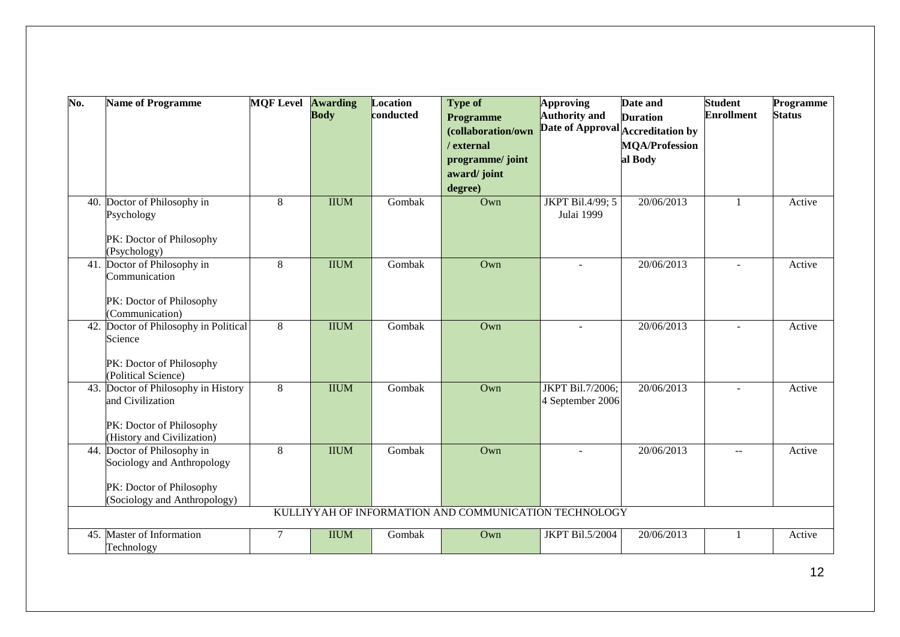| No. | Name of Programme | MQF Level | Awarding Body | Location conducted | Type of Programme (collaboration/own / external programme/ joint award/ joint degree) | Approving Authority and Date of Approval | Date and Duration Accreditation by MQA/Professional Body | Student Enrollment | Programme Status |
|---|---|---|---|---|---|---|---|---|---|
| 40. | Doctor of Philosophy in Psychology<br><br>PK: Doctor of Philosophy (Psychology) | 8 | IIUM | Gombak | Own | JKPT Bil.4/99; 5 Julai 1999 | 20/06/2013 | 1 | Active |
| 41. | Doctor of Philosophy in Communication<br><br>PK: Doctor of Philosophy (Communication) | 8 | IIUM | Gombak | Own | - | 20/06/2013 | - | Active |
| 42. | Doctor of Philosophy in Political Science<br><br>PK: Doctor of Philosophy (Political Science) | 8 | IIUM | Gombak | Own | - | 20/06/2013 | - | Active |
| 43. | Doctor of Philosophy in History and Civilization<br><br>PK: Doctor of Philosophy (History and Civilization) | 8 | IIUM | Gombak | Own | JKPT Bil.7/2006; 4 September 2006 | 20/06/2013 | - | Active |
| 44. | Doctor of Philosophy in Sociology and Anthropology<br><br>PK: Doctor of Philosophy (Sociology and Anthropology) | 8 | IIUM | Gombak | Own | - | 20/06/2013 | -- | Active |
| | KULLIYYAH OF INFORMATION AND COMMUNICATION TECHNOLOGY | | | | | | | | |
| 45. | Master of Information Technology | 7 | IIUM | Gombak | Own | JKPT Bil.5/2004 | 20/06/2013 | 1 | Active |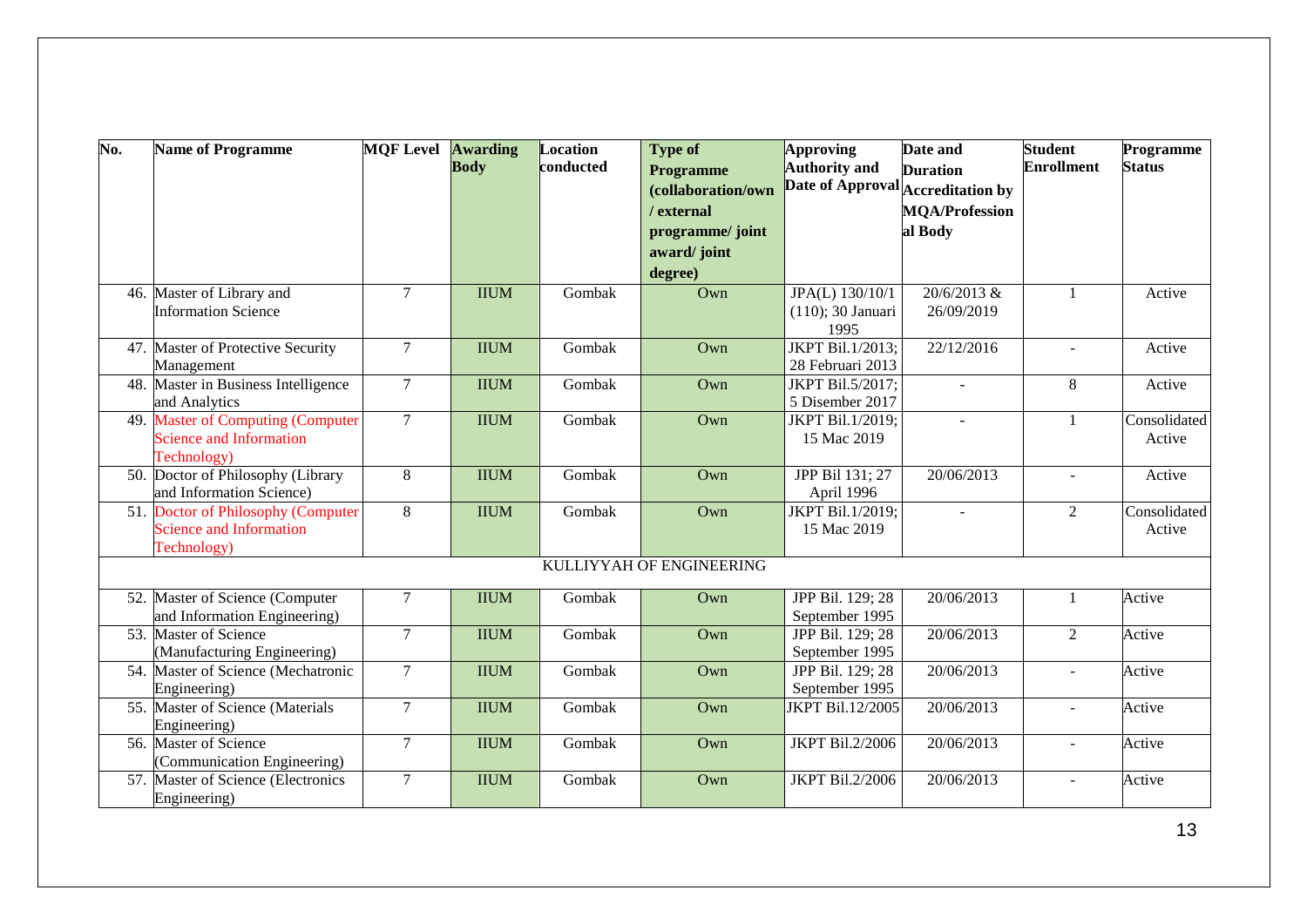| No. | Name of Programme | MQF Level | Awarding Body | Location conducted | Type of Programme (collaboration/own / external programme/ joint award/ joint degree) | Approving Authority and Date of Approval | Date and Duration Accreditation by MQA/Professional Body | Student Enrollment | Programme Status |
|---|---|---|---|---|---|---|---|---|---|
| 46. | Master of Library and Information Science | 7 | IIUM | Gombak | Own | JPA(L) 130/10/1 (110); 30 Januari 1995 | 20/6/2013 & 26/09/2019 | 1 | Active |
| 47. | Master of Protective Security Management | 7 | IIUM | Gombak | Own | JKPT Bil.1/2013; 28 Februari 2013 | 22/12/2016 | - | Active |
| 48. | Master in Business Intelligence and Analytics | 7 | IIUM | Gombak | Own | JKPT Bil.5/2017; 5 Disember 2017 | - | 8 | Active |
| 49. | Master of Computing (Computer Science and Information Technology) | 7 | IIUM | Gombak | Own | JKPT Bil.1/2019; 15 Mac 2019 | - | 1 | Consolidated Active |
| 50. | Doctor of Philosophy (Library and Information Science) | 8 | IIUM | Gombak | Own | JPP Bil 131; 27 April 1996 | 20/06/2013 | - | Active |
| 51. | Doctor of Philosophy (Computer Science and Information Technology) | 8 | IIUM | Gombak | Own | JKPT Bil.1/2019; 15 Mac 2019 | - | 2 | Consolidated Active |
| | | | | KULLIYYAH OF ENGINEERING | | | | | |
| 52. | Master of Science (Computer and Information Engineering) | 7 | IIUM | Gombak | Own | JPP Bil. 129; 28 September 1995 | 20/06/2013 | 1 | Active |
| 53. | Master of Science (Manufacturing Engineering) | 7 | IIUM | Gombak | Own | JPP Bil. 129; 28 September 1995 | 20/06/2013 | 2 | Active |
| 54. | Master of Science (Mechatronic Engineering) | 7 | IIUM | Gombak | Own | JPP Bil. 129; 28 September 1995 | 20/06/2013 | - | Active |
| 55. | Master of Science (Materials Engineering) | 7 | IIUM | Gombak | Own | JKPT Bil.12/2005 | 20/06/2013 | - | Active |
| 56. | Master of Science (Communication Engineering) | 7 | IIUM | Gombak | Own | JKPT Bil.2/2006 | 20/06/2013 | - | Active |
| 57. | Master of Science (Electronics Engineering) | 7 | IIUM | Gombak | Own | JKPT Bil.2/2006 | 20/06/2013 | - | Active |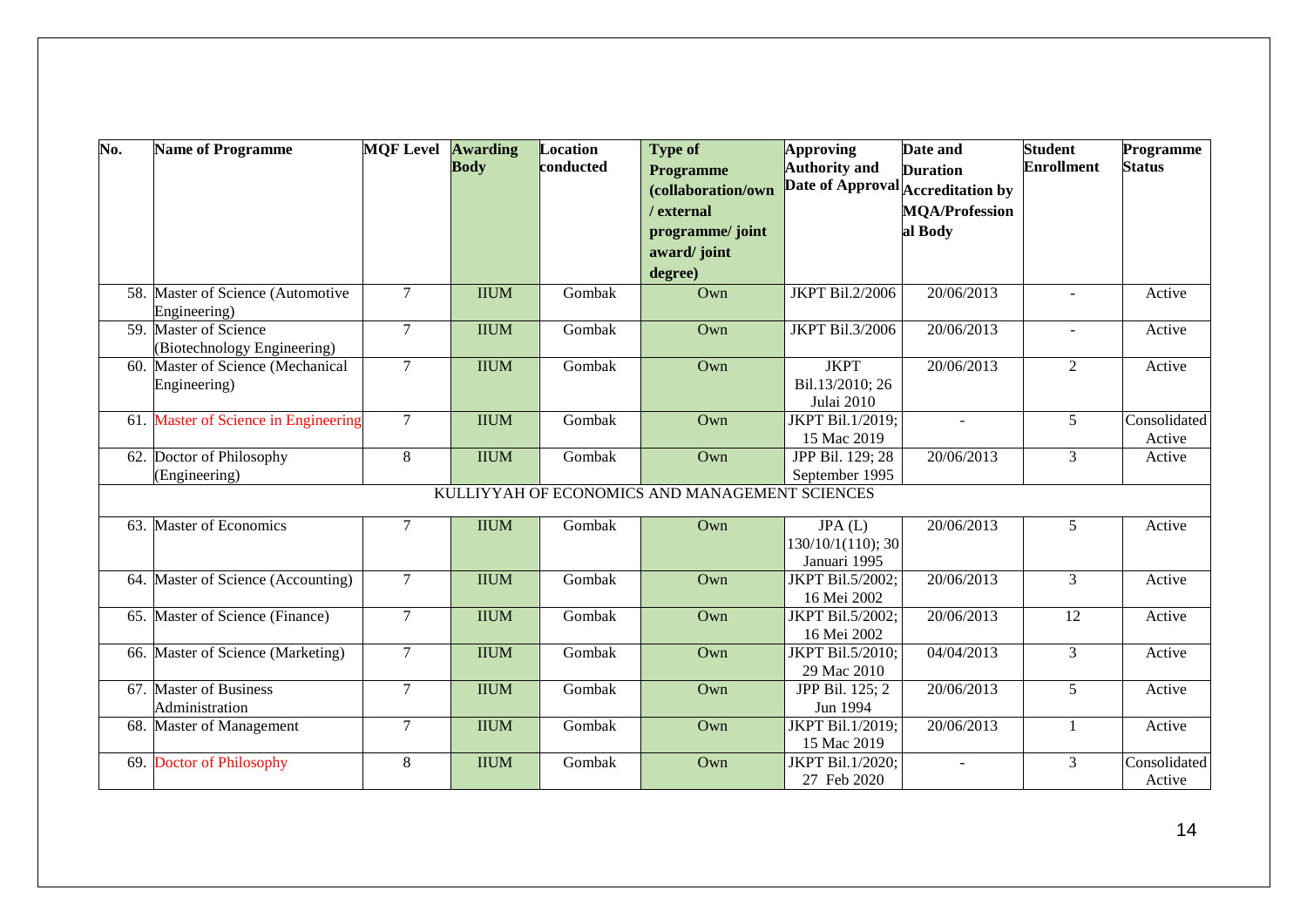| No. | Name of Programme | MQF Level | Awarding Body | Location conducted | Type of Programme (collaboration/own / external programme/ joint award/ joint degree) | Approving Authority and Date of Approval | Date and Duration Accreditation by MQA/Professional Body | Student Enrollment | Programme Status |
|---|---|---|---|---|---|---|---|---|---|
| 58. | Master of Science (Automotive Engineering) | 7 | IIUM | Gombak | Own | JKPT Bil.2/2006 | 20/06/2013 | - | Active |
| 59. | Master of Science (Biotechnology Engineering) | 7 | IIUM | Gombak | Own | JKPT Bil.3/2006 | 20/06/2013 | - | Active |
| 60. | Master of Science (Mechanical Engineering) | 7 | IIUM | Gombak | Own | JKPT Bil.13/2010; 26 Julai 2010 | 20/06/2013 | 2 | Active |
| 61. | Master of Science in Engineering | 7 | IIUM | Gombak | Own | JKPT Bil.1/2019; 15 Mac 2019 | - | 5 | Consolidated Active |
| 62. | Doctor of Philosophy (Engineering) | 8 | IIUM | Gombak | Own | JPP Bil. 129; 28 September 1995 | 20/06/2013 | 3 | Active |
| | KULLIYYAH OF ECONOMICS AND MANAGEMENT SCIENCES | | | | | | | | |
| 63. | Master of Economics | 7 | IIUM | Gombak | Own | JPA (L) 130/10/1(110); 30 Januari 1995 | 20/06/2013 | 5 | Active |
| 64. | Master of Science (Accounting) | 7 | IIUM | Gombak | Own | JKPT Bil.5/2002; 16 Mei 2002 | 20/06/2013 | 3 | Active |
| 65. | Master of Science (Finance) | 7 | IIUM | Gombak | Own | JKPT Bil.5/2002; 16 Mei 2002 | 20/06/2013 | 12 | Active |
| 66. | Master of Science (Marketing) | 7 | IIUM | Gombak | Own | JKPT Bil.5/2010; 29 Mac 2010 | 04/04/2013 | 3 | Active |
| 67. | Master of Business Administration | 7 | IIUM | Gombak | Own | JPP Bil. 125; 2 Jun 1994 | 20/06/2013 | 5 | Active |
| 68. | Master of Management | 7 | IIUM | Gombak | Own | JKPT Bil.1/2019; 15 Mac 2019 | 20/06/2013 | 1 | Active |
| 69. | Doctor of Philosophy | 8 | IIUM | Gombak | Own | JKPT Bil.1/2020; 27 Feb 2020 | - | 3 | Consolidated Active |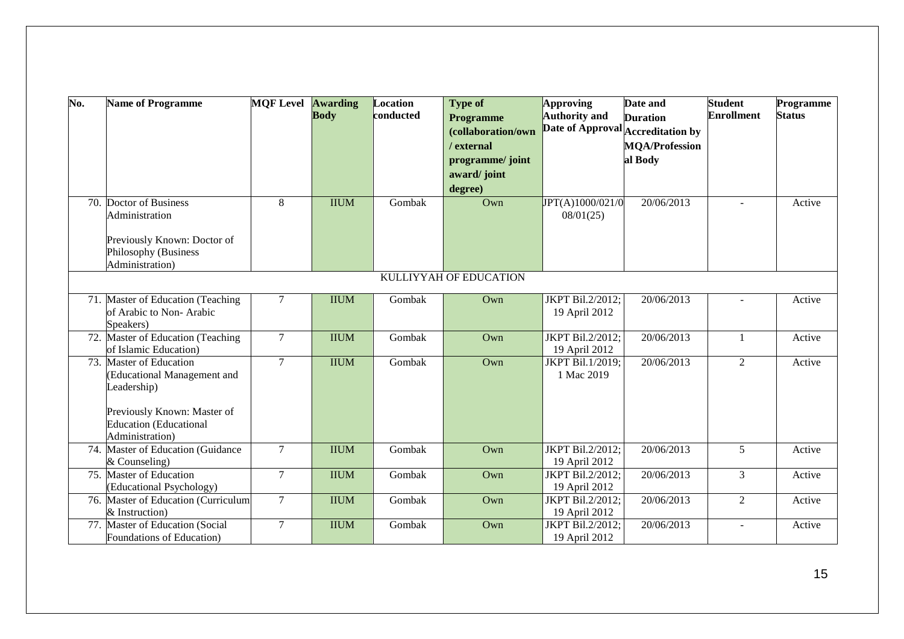| No. | Name of Programme | MQF Level | Awarding Body | Location conducted | Type of Programme (collaboration/own / external programme/ joint award/ joint degree) | Approving Authority and Date of Approval | Date and Duration Accreditation by MQA/Professional Body | Student Enrollment | Programme Status |
|---|---|---|---|---|---|---|---|---|---|
| 70. | Doctor of Business Administration<br><br>Previously Known: Doctor of Philosophy (Business Administration) | 8 | IIUM | Gombak | Own | JPT(A)1000/021/008/01(25) | 20/06/2013 | - | Active |
| | | | | | KULLIYYAH OF EDUCATION | | | | |
| 71. | Master of Education (Teaching of Arabic to Non- Arabic Speakers) | 7 | IIUM | Gombak | Own | JKPT Bil.2/2012; 19 April 2012 | 20/06/2013 | - | Active |
| 72. | Master of Education (Teaching of Islamic Education) | 7 | IIUM | Gombak | Own | JKPT Bil.2/2012; 19 April 2012 | 20/06/2013 | 1 | Active |
| 73. | Master of Education (Educational Management and Leadership)<br><br>Previously Known: Master of Education (Educational Administration) | 7 | IIUM | Gombak | Own | JKPT Bil.1/2019; 1 Mac 2019 | 20/06/2013 | 2 | Active |
| 74. | Master of Education (Guidance & Counseling) | 7 | IIUM | Gombak | Own | JKPT Bil.2/2012; 19 April 2012 | 20/06/2013 | 5 | Active |
| 75. | Master of Education (Educational Psychology) | 7 | IIUM | Gombak | Own | JKPT Bil.2/2012; 19 April 2012 | 20/06/2013 | 3 | Active |
| 76. | Master of Education (Curriculum & Instruction) | 7 | IIUM | Gombak | Own | JKPT Bil.2/2012; 19 April 2012 | 20/06/2013 | 2 | Active |
| 77. | Master of Education (Social Foundations of Education) | 7 | IIUM | Gombak | Own | JKPT Bil.2/2012; 19 April 2012 | 20/06/2013 | - | Active |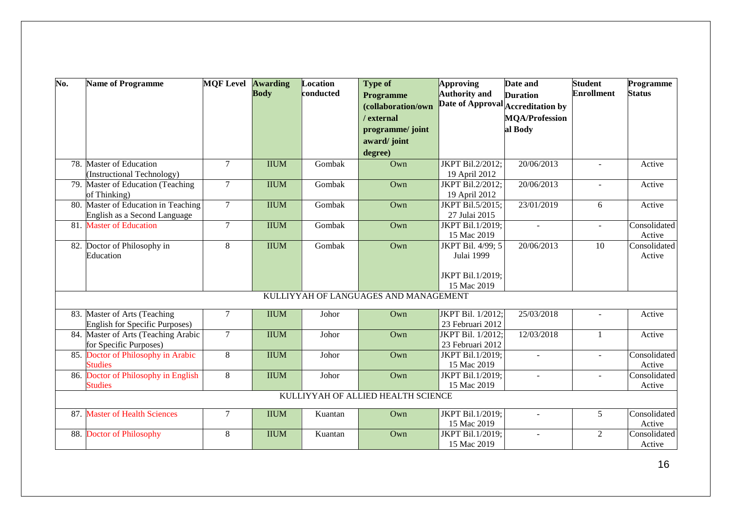| No. | Name of Programme | MQF Level | Awarding Body | Location conducted | Type of Programme (collaboration/own / external programme/ joint award/ joint degree) | Approving Authority and Date of Approval | Date and Duration Accreditation by MQA/Professional Body | Student Enrollment | Programme Status |
|---|---|---|---|---|---|---|---|---|---|
| 78. | Master of Education (Instructional Technology) | 7 | IIUM | Gombak | Own | JKPT Bil.2/2012; 19 April 2012 | 20/06/2013 | - | Active |
| 79. | Master of Education (Teaching of Thinking) | 7 | IIUM | Gombak | Own | JKPT Bil.2/2012; 19 April 2012 | 20/06/2013 | - | Active |
| 80. | Master of Education in Teaching English as a Second Language | 7 | IIUM | Gombak | Own | JKPT Bil.5/2015; 27 Julai 2015 | 23/01/2019 | 6 | Active |
| 81. | Master of Education | 7 | IIUM | Gombak | Own | JKPT Bil.1/2019; 15 Mac 2019 | - | - | Consolidated Active |
| 82. | Doctor of Philosophy in Education | 8 | IIUM | Gombak | Own | JKPT Bil. 4/99; 5 Julai 1999<br><br>JKPT Bil.1/2019; 15 Mac 2019 | 20/06/2013 | 10 | Consolidated Active |
| | KULLIYYAH OF LANGUAGES AND MANAGEMENT | | | | | | | | |
| 83. | Master of Arts (Teaching English for Specific Purposes) | 7 | IIUM | Johor | Own | JKPT Bil. 1/2012; 23 Februari 2012 | 25/03/2018 | - | Active |
| 84. | Master of Arts (Teaching Arabic for Specific Purposes) | 7 | IIUM | Johor | Own | JKPT Bil. 1/2012; 23 Februari 2012 | 12/03/2018 | 1 | Active |
| 85. | Doctor of Philosophy in Arabic Studies | 8 | IIUM | Johor | Own | JKPT Bil.1/2019; 15 Mac 2019 | - | - | Consolidated Active |
| 86. | Doctor of Philosophy in English Studies | 8 | IIUM | Johor | Own | JKPT Bil.1/2019; 15 Mac 2019 | - | - | Consolidated Active |
| | KULLIYYAH OF ALLIED HEALTH SCIENCE | | | | | | | | |
| 87. | Master of Health Sciences | 7 | IIUM | Kuantan | Own | JKPT Bil.1/2019; 15 Mac 2019 | - | 5 | Consolidated Active |
| 88. | Doctor of Philosophy | 8 | IIUM | Kuantan | Own | JKPT Bil.1/2019; 15 Mac 2019 | - | 2 | Consolidated Active |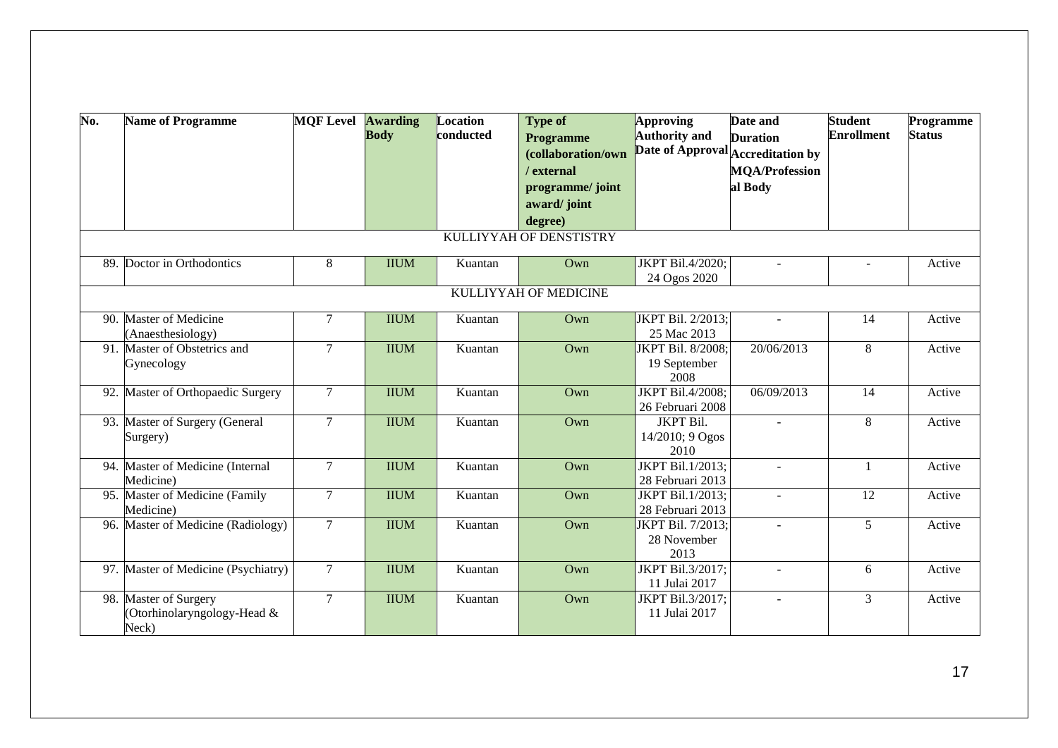| No. | Name of Programme | MQF Level | Awarding Body | Location conducted | Type of Programme (collaboration/own / external programme/ joint award/ joint degree) | Approving Authority and Date of Approval | Date and Duration Accreditation by MQA/Professional Body | Student Enrollment | Programme Status |
|---|---|---|---|---|---|---|---|---|---|
| KULLIYYAH OF DENSTISTRY | | | | | | | | | |
| 89. | Doctor in Orthodontics | 8 | IIUM | Kuantan | Own | JKPT Bil.4/2020; 24 Ogos 2020 | - | - | Active |
| KULLIYYAH OF MEDICINE | | | | | | | | | |
| 90. | Master of Medicine (Anaesthesiology) | 7 | IIUM | Kuantan | Own | JKPT Bil. 2/2013; 25 Mac 2013 | - | 14 | Active |
| 91. | Master of Obstetrics and Gynecology | 7 | IIUM | Kuantan | Own | JKPT Bil. 8/2008; 19 September 2008 | 20/06/2013 | 8 | Active |
| 92. | Master of Orthopaedic Surgery | 7 | IIUM | Kuantan | Own | JKPT Bil.4/2008; 26 Februari 2008 | 06/09/2013 | 14 | Active |
| 93. | Master of Surgery (General Surgery) | 7 | IIUM | Kuantan | Own | JKPT Bil. 14/2010; 9 Ogos 2010 | - | 8 | Active |
| 94. | Master of Medicine (Internal Medicine) | 7 | IIUM | Kuantan | Own | JKPT Bil.1/2013; 28 Februari 2013 | - | 1 | Active |
| 95. | Master of Medicine (Family Medicine) | 7 | IIUM | Kuantan | Own | JKPT Bil.1/2013; 28 Februari 2013 | - | 12 | Active |
| 96. | Master of Medicine (Radiology) | 7 | IIUM | Kuantan | Own | JKPT Bil. 7/2013; 28 November 2013 | - | 5 | Active |
| 97. | Master of Medicine (Psychiatry) | 7 | IIUM | Kuantan | Own | JKPT Bil.3/2017; 11 Julai 2017 | - | 6 | Active |
| 98. | Master of Surgery (Otorhinolaryngology-Head & Neck) | 7 | IIUM | Kuantan | Own | JKPT Bil.3/2017; 11 Julai 2017 | - | 3 | Active |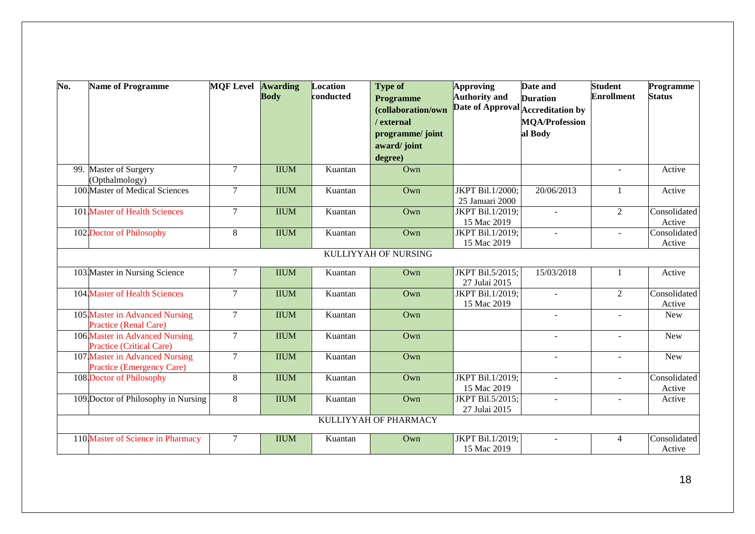| No. | Name of Programme | MQF Level | Awarding Body | Location conducted | Type of Programme (collaboration/own / external programme/ joint award/ joint degree) | Approving Authority and Date of Approval | Date and Duration Accreditation by MQA/Professional Body | Student Enrollment | Programme Status |
|---|---|---|---|---|---|---|---|---|---|
| 99. | Master of Surgery (Opthalmology) | 7 | IIUM | Kuantan | Own | | | - | Active |
| 100. | Master of Medical Sciences | 7 | IIUM | Kuantan | Own | JKPT Bil.1/2000; 25 Januari 2000 | 20/06/2013 | 1 | Active |
| 101. | Master of Health Sciences | 7 | IIUM | Kuantan | Own | JKPT Bil.1/2019; 15 Mac 2019 | - | 2 | Consolidated Active |
| 102. | Doctor of Philosophy | 8 | IIUM | Kuantan | Own | JKPT Bil.1/2019; 15 Mac 2019 | - | - | Consolidated Active |
| | | | | KULLIYYAH OF NURSING | | | | | |
| 103. | Master in Nursing Science | 7 | IIUM | Kuantan | Own | JKPT Bil.5/2015; 27 Julai 2015 | 15/03/2018 | 1 | Active |
| 104. | Master of Health Sciences | 7 | IIUM | Kuantan | Own | JKPT Bil.1/2019; 15 Mac 2019 | - | 2 | Consolidated Active |
| 105. | Master in Advanced Nursing Practice (Renal Care) | 7 | IIUM | Kuantan | Own | | - | - | New |
| 106. | Master in Advanced Nursing Practice (Critical Care) | 7 | IIUM | Kuantan | Own | | - | - | New |
| 107. | Master in Advanced Nursing Practice (Emergency Care) | 7 | IIUM | Kuantan | Own | | - | - | New |
| 108. | Doctor of Philosophy | 8 | IIUM | Kuantan | Own | JKPT Bil.1/2019; 15 Mac 2019 | - | - | Consolidated Active |
| 109. | Doctor of Philosophy in Nursing | 8 | IIUM | Kuantan | Own | JKPT Bil.5/2015; 27 Julai 2015 | - | - | Active |
| | | | | KULLIYYAH OF PHARMACY | | | | | |
| 110. | Master of Science in Pharmacy | 7 | IIUM | Kuantan | Own | JKPT Bil.1/2019; 15 Mac 2019 | - | 4 | Consolidated Active |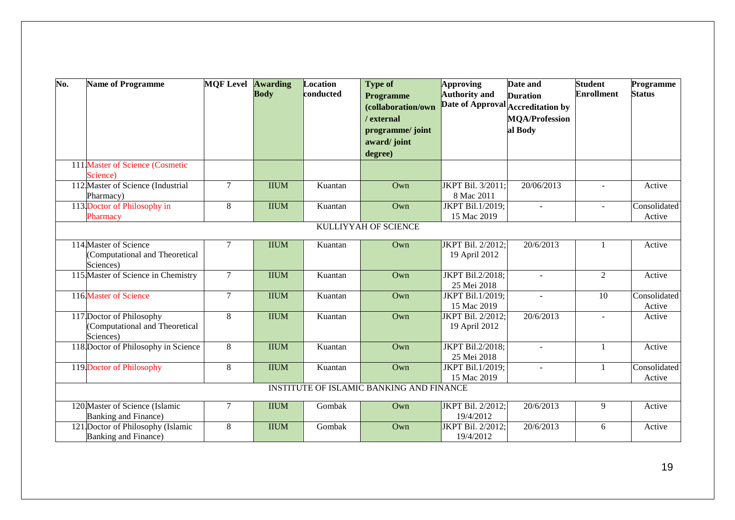| No. | Name of Programme | MQF Level | Awarding Body | Location conducted | Type of Programme (collaboration/own / external programme/ joint award/ joint degree) | Approving Authority and Date of Approval | Date and Duration Accreditation by MQA/Professional Body | Student Enrollment | Programme Status |
|---|---|---|---|---|---|---|---|---|---|
| 111. | Master of Science (Cosmetic Science) | | | | | | | | |
| 112. | Master of Science (Industrial Pharmacy) | 7 | IIUM | Kuantan | Own | JKPT Bil. 3/2011; 8 Mac 2011 | 20/06/2013 | - | Active |
| 113. | Doctor of Philosophy in Pharmacy | 8 | IIUM | Kuantan | Own | JKPT Bil.1/2019; 15 Mac 2019 | - | - | Consolidated Active |
| | KULLIYYAH OF SCIENCE | | | | | | | | |
| 114. | Master of Science (Computational and Theoretical Sciences) | 7 | IIUM | Kuantan | Own | JKPT Bil. 2/2012; 19 April 2012 | 20/6/2013 | 1 | Active |
| 115. | Master of Science in Chemistry | 7 | IIUM | Kuantan | Own | JKPT Bil.2/2018; 25 Mei 2018 | - | 2 | Active |
| 116. | Master of Science | 7 | IIUM | Kuantan | Own | JKPT Bil.1/2019; 15 Mac 2019 | - | 10 | Consolidated Active |
| 117. | Doctor of Philosophy (Computational and Theoretical Sciences) | 8 | IIUM | Kuantan | Own | JKPT Bil. 2/2012; 19 April 2012 | 20/6/2013 | - | Active |
| 118. | Doctor of Philosophy in Science | 8 | IIUM | Kuantan | Own | JKPT Bil.2/2018; 25 Mei 2018 | - | 1 | Active |
| 119. | Doctor of Philosophy | 8 | IIUM | Kuantan | Own | JKPT Bil.1/2019; 15 Mac 2019 | - | 1 | Consolidated Active |
| | INSTITUTE OF ISLAMIC BANKING AND FINANCE | | | | | | | | |
| 120. | Master of Science (Islamic Banking and Finance) | 7 | IIUM | Gombak | Own | JKPT Bil. 2/2012; 19/4/2012 | 20/6/2013 | 9 | Active |
| 121. | Doctor of Philosophy (Islamic Banking and Finance) | 8 | IIUM | Gombak | Own | JKPT Bil. 2/2012; 19/4/2012 | 20/6/2013 | 6 | Active |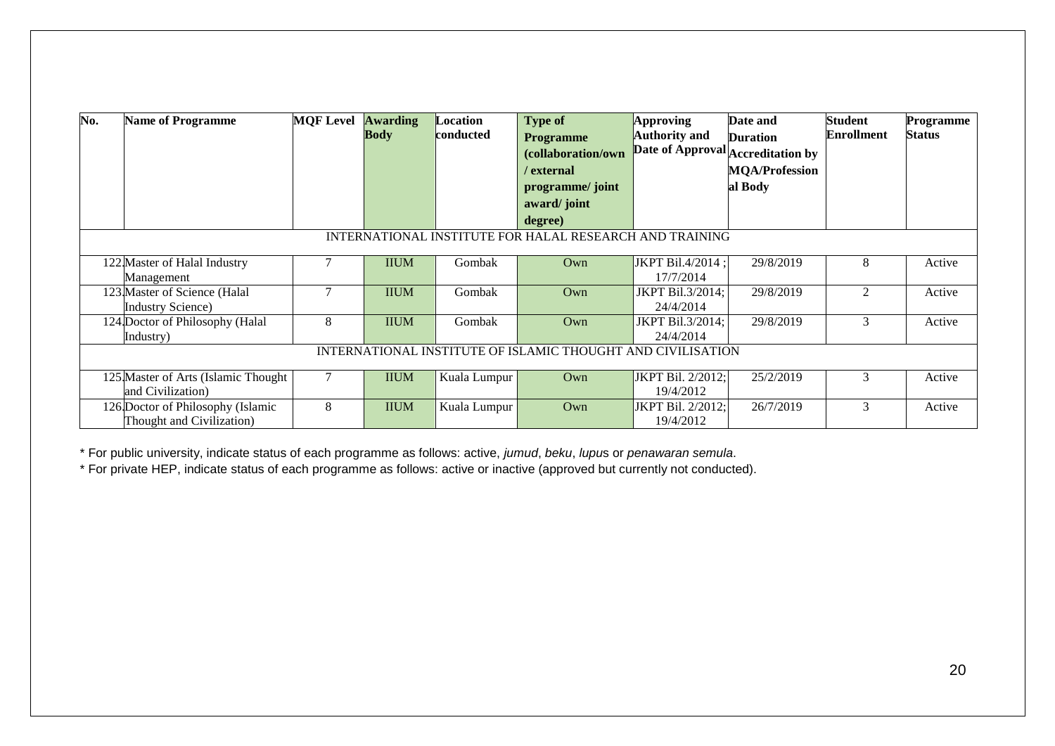| No. | Name of Programme | MQF Level | Awarding Body | Location conducted | Type of Programme (collaboration/own / external programme/ joint award/ joint degree) | Approving Authority and Date of Approval | Date and Duration Accreditation by MQA/Professional Body | Student Enrollment | Programme Status |
|---|---|---|---|---|---|---|---|---|---|
| INTERNATIONAL INSTITUTE FOR HALAL RESEARCH AND TRAINING | | | | | | | | | |
| 122. | Master of Halal Industry Management | 7 | IIUM | Gombak | Own | JKPT Bil.4/2014 ; 17/7/2014 | 29/8/2019 | 8 | Active |
| 123. | Master of Science (Halal Industry Science) | 7 | IIUM | Gombak | Own | JKPT Bil.3/2014; 24/4/2014 | 29/8/2019 | 2 | Active |
| 124. | Doctor of Philosophy (Halal Industry) | 8 | IIUM | Gombak | Own | JKPT Bil.3/2014; 24/4/2014 | 29/8/2019 | 3 | Active |
| INTERNATIONAL INSTITUTE OF ISLAMIC THOUGHT AND CIVILISATION | | | | | | | | | |
| 125. | Master of Arts (Islamic Thought and Civilization) | 7 | IIUM | Kuala Lumpur | Own | JKPT Bil. 2/2012; 19/4/2012 | 25/2/2019 | 3 | Active |
| 126. | Doctor of Philosophy (Islamic Thought and Civilization) | 8 | IIUM | Kuala Lumpur | Own | JKPT Bil. 2/2012; 19/4/2012 | 26/7/2019 | 3 | Active |

* For public university, indicate status of each programme as follows: active, *jumud*, *beku*, *lupu*s or *penawaran semula*.

* For private HEP, indicate status of each programme as follows: active or inactive (approved but currently not conducted).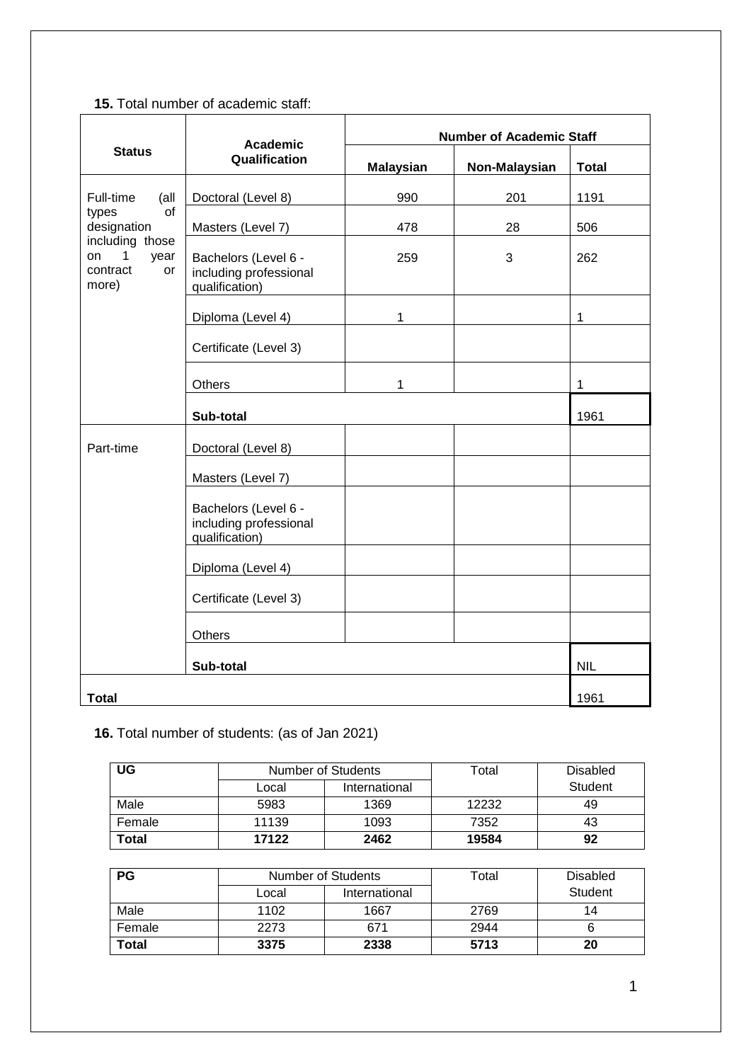**15.** Total number of academic staff:

| Status | Academic Qualification | Number of Academic Staff | | |
|---|---|---|---|---|
| | | **Malaysian** | **Non-Malaysian** | **Total** |
| Full-time (all types of designation including those on 1 year contract or more) | Doctoral (Level 8) | 990 | 201 | 1191 |
| | Masters (Level 7) | 478 | 28 | 506 |
| | Bachelors (Level 6 - including professional qualification) | 259 | 3 | 262 |
| | Diploma (Level 4) | 1 | | 1 |
| | Certificate (Level 3) | | | |
| | Others | 1 | | 1 |
| | **Sub-total** | | | 1961 |
| Part-time | Doctoral (Level 8) | | | |
| | Masters (Level 7) | | | |
| | Bachelors (Level 6 - including professional qualification) | | | |
| | Diploma (Level 4) | | | |
| | Certificate (Level 3) | | | |
| | Others | | | |
| | **Sub-total** | | | NIL |
| **Total** | | | | 1961 |

**16.** Total number of students: (as of Jan 2021)

| **UG** | Number of Students | | Total | Disabled Student |
|---|---|---|---|---|
| | Local | International | | |
| Male | 5983 | 1369 | 12232 | 49 |
| Female | 11139 | 1093 | 7352 | 43 |
| **Total** | **17122** | **2462** | **19584** | **92** |

| **PG** | Number of Students | | Total | Disabled Student |
|---|---|---|---|---|
| | Local | International | | |
| Male | 1102 | 1667 | 2769 | 14 |
| Female | 2273 | 671 | 2944 | 6 |
| **Total** | **3375** | **2338** | **5713** | **20** |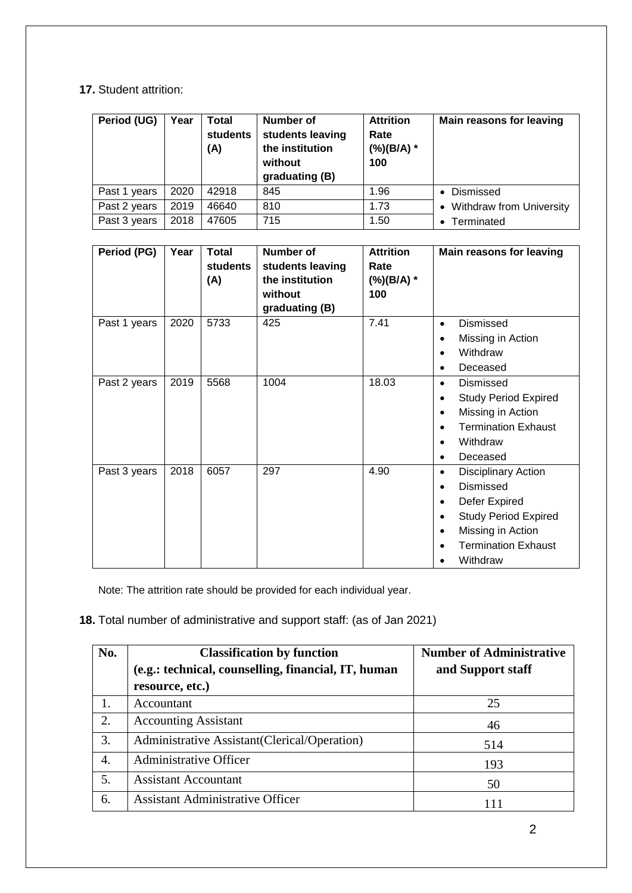**17.** Student attrition:

| Period (UG) | Year | Total students (A) | Number of students leaving the institution without graduating (B) | Attrition Rate (%)(B/A) * 100 | Main reasons for leaving |
|---|---|---|---|---|---|
| Past 1 years | 2020 | 42918 | 845 | 1.96 | • Dismissed<br>• Withdraw from University<br>• Terminated |
| Past 2 years | 2019 | 46640 | 810 | 1.73 | |
| Past 3 years | 2018 | 47605 | 715 | 1.50 | |

| Period (PG) | Year | Total students (A) | Number of students leaving the institution without graduating (B) | Attrition Rate (%)(B/A) * 100 | Main reasons for leaving |
|---|---|---|---|---|---|
| Past 1 years | 2020 | 5733 | 425 | 7.41 | • Dismissed<br>• Missing in Action<br>• Withdraw<br>• Deceased |
| Past 2 years | 2019 | 5568 | 1004 | 18.03 | • Dismissed<br>• Study Period Expired<br>• Missing in Action<br>• Termination Exhaust<br>• Withdraw<br>• Deceased |
| Past 3 years | 2018 | 6057 | 297 | 4.90 | • Disciplinary Action<br>• Dismissed<br>• Defer Expired<br>• Study Period Expired<br>• Missing in Action<br>• Termination Exhaust<br>• Withdraw |

Note: The attrition rate should be provided for each individual year.

**18.** Total number of administrative and support staff: (as of Jan 2021)

| No. | Classification by function (e.g.: technical, counselling, financial, IT, human resource, etc.) | Number of Administrative and Support staff |
|---|---|---|
| 1. | Accountant | 25 |
| 2. | Accounting Assistant | 46 |
| 3. | Administrative Assistant(Clerical/Operation) | 514 |
| 4. | Administrative Officer | 193 |
| 5. | Assistant Accountant | 50 |
| 6. | Assistant Administrative Officer | 111 |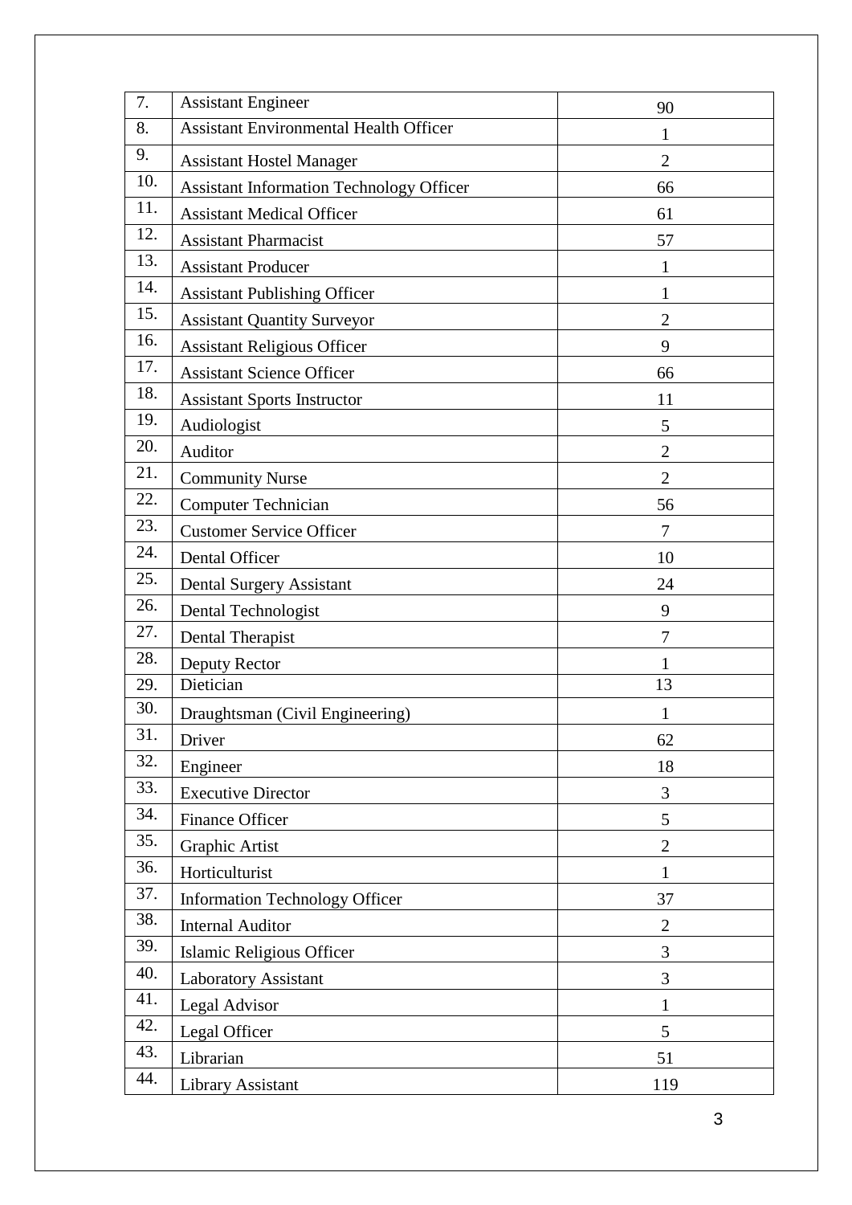| | | |
|---|---|---|
| 7. | Assistant Engineer | 90 |
| 8. | Assistant Environmental Health Officer | 1 |
| 9. | Assistant Hostel Manager | 2 |
| 10. | Assistant Information Technology Officer | 66 |
| 11. | Assistant Medical Officer | 61 |
| 12. | Assistant Pharmacist | 57 |
| 13. | Assistant Producer | 1 |
| 14. | Assistant Publishing Officer | 1 |
| 15. | Assistant Quantity Surveyor | 2 |
| 16. | Assistant Religious Officer | 9 |
| 17. | Assistant Science Officer | 66 |
| 18. | Assistant Sports Instructor | 11 |
| 19. | Audiologist | 5 |
| 20. | Auditor | 2 |
| 21. | Community Nurse | 2 |
| 22. | Computer Technician | 56 |
| 23. | Customer Service Officer | 7 |
| 24. | Dental Officer | 10 |
| 25. | Dental Surgery Assistant | 24 |
| 26. | Dental Technologist | 9 |
| 27. | Dental Therapist | 7 |
| 28. | Deputy Rector | 1 |
| 29. | Dietician | 13 |
| 30. | Draughtsman (Civil Engineering) | 1 |
| 31. | Driver | 62 |
| 32. | Engineer | 18 |
| 33. | Executive Director | 3 |
| 34. | Finance Officer | 5 |
| 35. | Graphic Artist | 2 |
| 36. | Horticulturist | 1 |
| 37. | Information Technology Officer | 37 |
| 38. | Internal Auditor | 2 |
| 39. | Islamic Religious Officer | 3 |
| 40. | Laboratory Assistant | 3 |
| 41. | Legal Advisor | 1 |
| 42. | Legal Officer | 5 |
| 43. | Librarian | 51 |
| 44. | Library Assistant | 119 |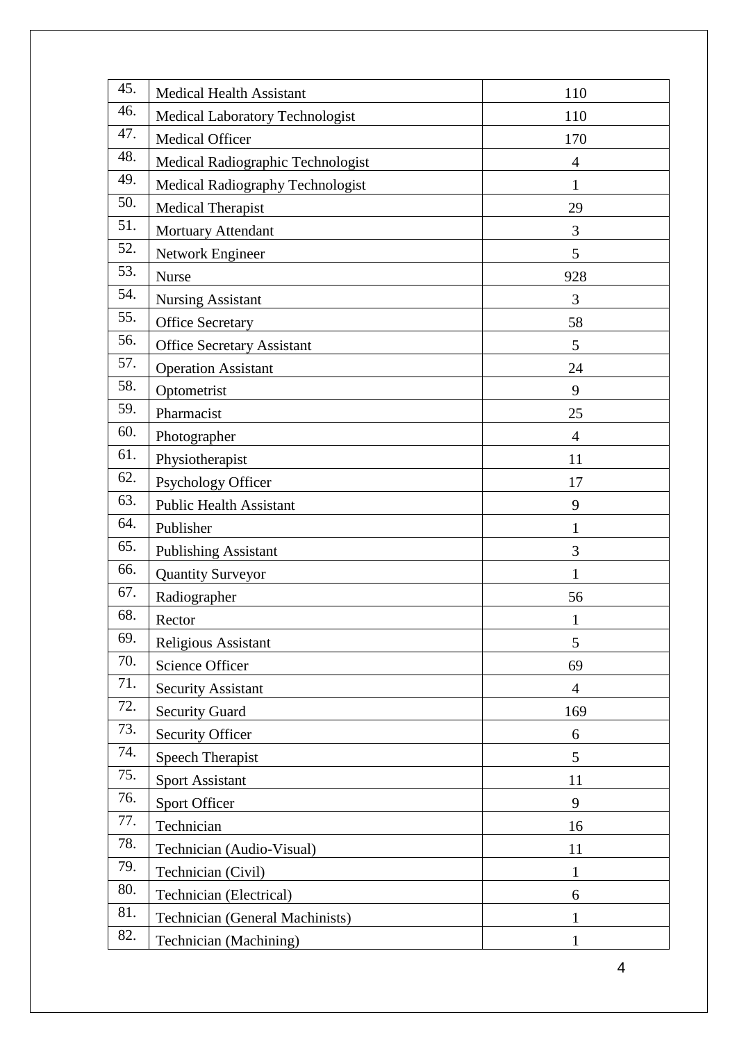| | | |
|---|---|---|
| 45. | Medical Health Assistant | 110 |
| 46. | Medical Laboratory Technologist | 110 |
| 47. | Medical Officer | 170 |
| 48. | Medical Radiographic Technologist | 4 |
| 49. | Medical Radiography Technologist | 1 |
| 50. | Medical Therapist | 29 |
| 51. | Mortuary Attendant | 3 |
| 52. | Network Engineer | 5 |
| 53. | Nurse | 928 |
| 54. | Nursing Assistant | 3 |
| 55. | Office Secretary | 58 |
| 56. | Office Secretary Assistant | 5 |
| 57. | Operation Assistant | 24 |
| 58. | Optometrist | 9 |
| 59. | Pharmacist | 25 |
| 60. | Photographer | 4 |
| 61. | Physiotherapist | 11 |
| 62. | Psychology Officer | 17 |
| 63. | Public Health Assistant | 9 |
| 64. | Publisher | 1 |
| 65. | Publishing Assistant | 3 |
| 66. | Quantity Surveyor | 1 |
| 67. | Radiographer | 56 |
| 68. | Rector | 1 |
| 69. | Religious Assistant | 5 |
| 70. | Science Officer | 69 |
| 71. | Security Assistant | 4 |
| 72. | Security Guard | 169 |
| 73. | Security Officer | 6 |
| 74. | Speech Therapist | 5 |
| 75. | Sport Assistant | 11 |
| 76. | Sport Officer | 9 |
| 77. | Technician | 16 |
| 78. | Technician (Audio-Visual) | 11 |
| 79. | Technician (Civil) | 1 |
| 80. | Technician (Electrical) | 6 |
| 81. | Technician (General Machinists) | 1 |
| 82. | Technician (Machining) | 1 |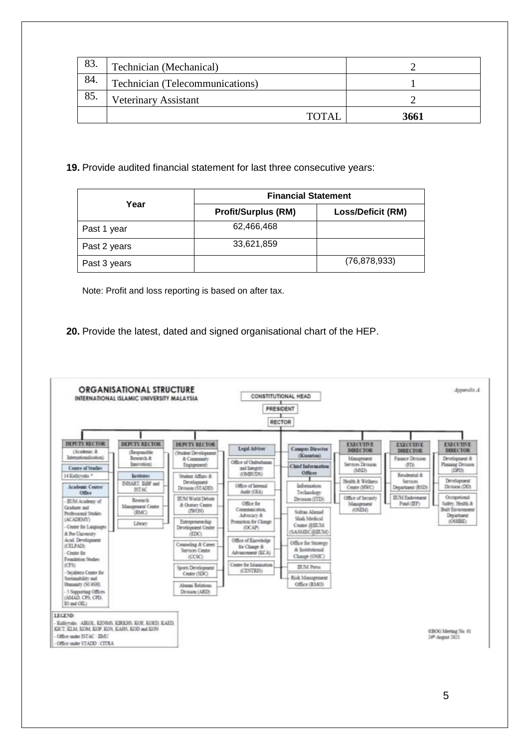| 83. | Technician (Mechanical) | 2 |
|---|---|---|
| 84. | Technician (Telecommunications) | 1 |
| 85. | Veterinary Assistant | 2 |
| | TOTAL | **3661** |

**19.** Provide audited financial statement for last three consecutive years:

| Year | Financial Statement | |
|---|---|---|
| | **Profit/Surplus (RM)** | **Loss/Deficit (RM)** |
| Past 1 year | 62,466,468 | |
| Past 2 years | 33,621,859 | |
| Past 3 years | | (76,878,933) |

Note: Profit and loss reporting is based on after tax.

**20.** Provide the latest, dated and signed organisational chart of the HEP.

**ORGANISATIONAL STRUCTURE**
**INTERNATIONAL ISLAMIC UNIVERSITY MALAYSIA**

*Appendix A*

CONSTITUTIONAL HEAD
PRESIDENT
RECTOR

- **DEPUTY RECTOR** (Academic & Internationalisation)
  - Centre of Studies
    - 14 Kulliyyahs *
  - Academic Centre/ Office
    - IIUM Academy of Graduate and Professional Studies (ACADEMY)
    - Centre for Languages & Pre-University Acad. Development (CELPAD)
    - Centre for Foundation Studies (CFS)
    - Sejahtera Centre for Sustainability and Humanity (SC4SH)
    - 5 Supporting Offices (AMAD, CPS, CPD, IO and OEL)
- **DEPUTY RECTOR** (Responsible Research & Innovation)
  - Institutes
    - INHART, IIiBF and ISTAC
  - Research Management Centre (RMC)
  - Library
- **DEPUTY RECTOR** (Student Development & Community Engagement)
  - Student Affairs & Development Division (STADD)
  - IIUM World Debate & Oratory Centre (IWON)
  - Entrepreneurship Development Centre (EDC)
  - Counseling & Career Services Centre (CCSC)
  - Sports Development Centre (SDC)
  - Alumni Relations Division (ARD)
- **Legal Adviser**
  - Office of Ombudsman and Integrity (OMBUDS)
  - Office of Internal Audit (OIA)
  - Office for Communication, Advocacy & Promotion for Change (OCAP)
  - Office of Knowledge for Change & Advancement (KCA)
  - Centre for Islamisation (CENTRIS)
- **Campus Director (Kuantan)**
- **Chief Information Officer**
  - Information Technology Division (ITD)
  - Sultan Ahmad Shah Medical Centre @IIUM (SASMEC@IIUM)
  - Office for Strategy & Institutional Change (OSIC)
  - IIUM Press
  - Risk Management Office (RMO)
- **EXECUTIVE DIRECTOR**
  - Management Services Division (MSD)
  - Health & Wellness Centre (HWC)
  - Office of Security Management (OSEM)
- **EXECUTIVE DIRECTOR**
  - Finance Division (FD)
  - Residential & Services Department (RSD)
  - IIUM Endowment Fund (IEF)
- **EXECUTIVE DIRECTOR**
  - Development & Planning Division (DPD)
  - Development Division (DD)
  - Occupational Safety, Health & Built Environment Department (OSHBE)

LEGEND:
- Kulliyyahs : AIKOL, KENMS, KIRKHS, KOE, KOED, KAED, KICT, KLM, KOM, KOP, KOS, KAHS, KOD and KON
- Office under ISTAC : IIMU
- Office under STADD : CITRA

©BOG Meeting No. 61
24th August 2021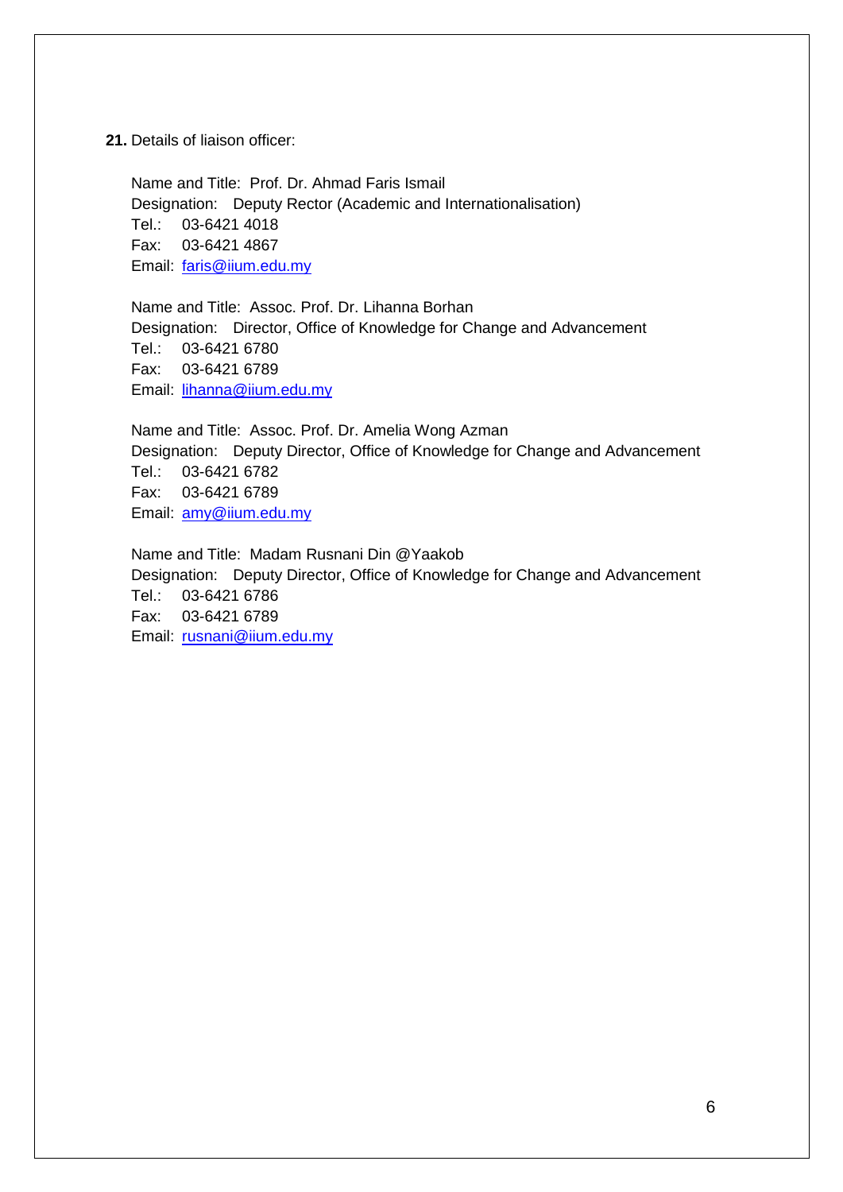**21.** Details of liaison officer:

Name and Title: Prof. Dr. Ahmad Faris Ismail
Designation: Deputy Rector (Academic and Internationalisation)
Tel.: 03-6421 4018
Fax: 03-6421 4867
Email: faris@iium.edu.my

Name and Title: Assoc. Prof. Dr. Lihanna Borhan
Designation: Director, Office of Knowledge for Change and Advancement
Tel.: 03-6421 6780
Fax: 03-6421 6789
Email: lihanna@iium.edu.my

Name and Title: Assoc. Prof. Dr. Amelia Wong Azman
Designation: Deputy Director, Office of Knowledge for Change and Advancement
Tel.: 03-6421 6782
Fax: 03-6421 6789
Email: amy@iium.edu.my

Name and Title: Madam Rusnani Din @Yaakob
Designation: Deputy Director, Office of Knowledge for Change and Advancement
Tel.: 03-6421 6786
Fax: 03-6421 6789
Email: rusnani@iium.edu.my